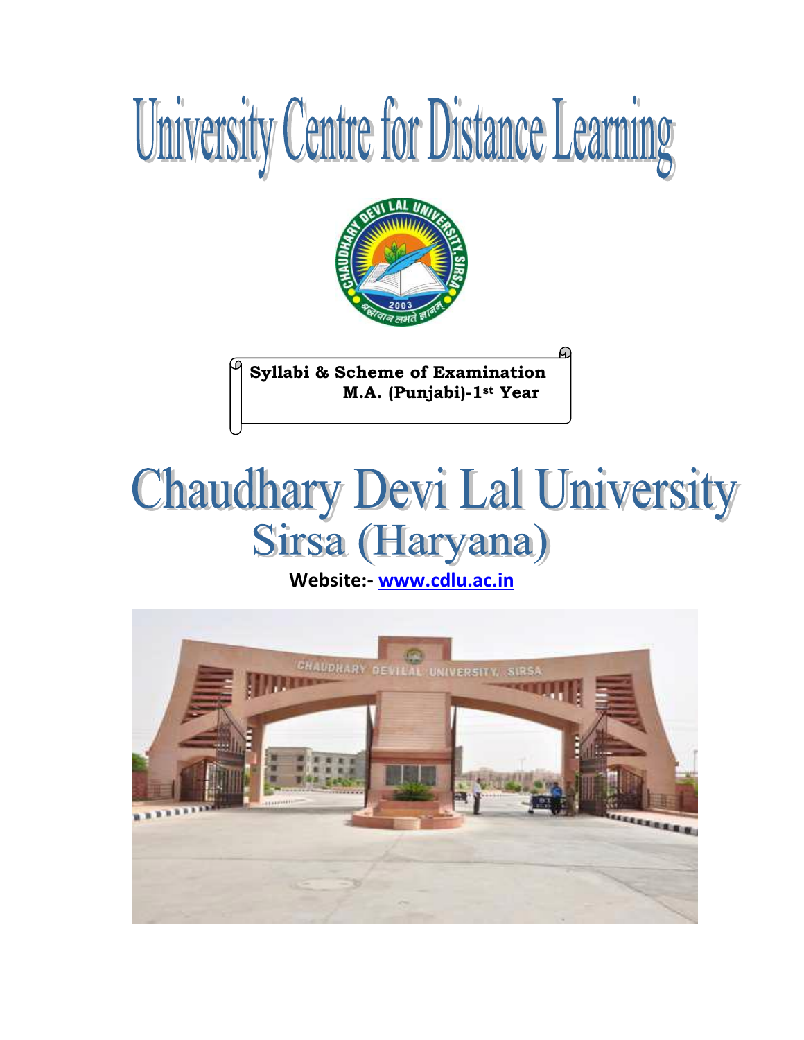# University Centre for Distance Learning

**Syllabi & Scheme of Examination**
**M.A. (Punjabi)-1st Year**

# Chaudhary Devi Lal University
## Sirsa (Haryana)

**Website:- www.cdlu.ac.in**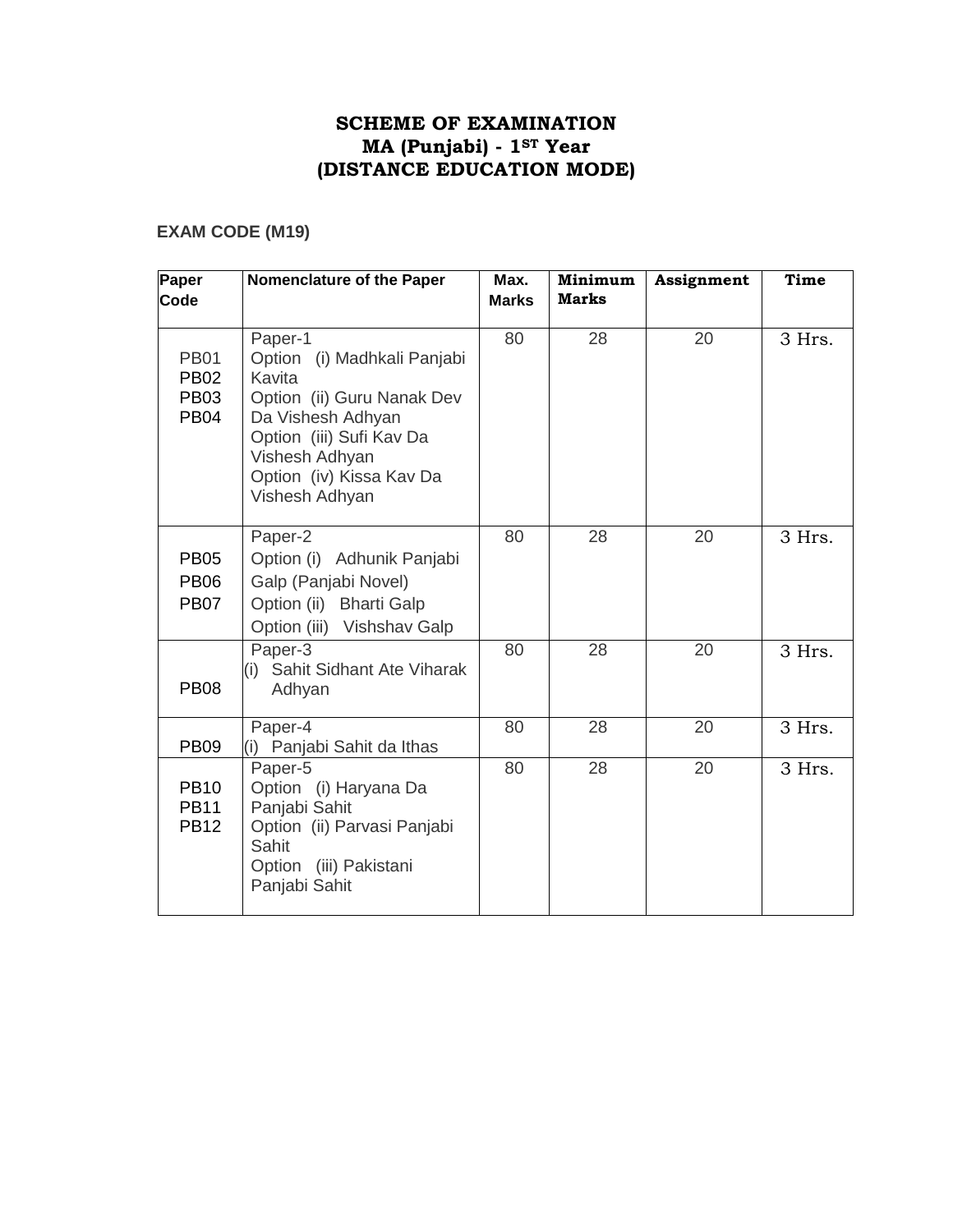# SCHEME OF EXAMINATION
# MA (Punjabi) - 1ST Year
# (DISTANCE EDUCATION MODE)

**EXAM CODE (M19)**

| Paper Code | Nomenclature of the Paper | Max. Marks | Minimum Marks | Assignment | Time |
|---|---|---|---|---|---|
| PB01<br>PB02<br>PB03<br>PB04 | Paper-1<br>Option (i) Madhkali Panjabi Kavita<br>Option (ii) Guru Nanak Dev Da Vishesh Adhyan<br>Option (iii) Sufi Kav Da Vishesh Adhyan<br>Option (iv) Kissa Kav Da Vishesh Adhyan | 80 | 28 | 20 | 3 Hrs. |
| PB05<br>PB06<br>PB07 | Paper-2<br>Option (i) Adhunik Panjabi Galp (Panjabi Novel)<br>Option (ii) Bharti Galp<br>Option (iii) Vishshav Galp | 80 | 28 | 20 | 3 Hrs. |
| PB08 | Paper-3<br>(i) Sahit Sidhant Ate Viharak Adhyan | 80 | 28 | 20 | 3 Hrs. |
| PB09 | Paper-4<br>(i) Panjabi Sahit da Ithas | 80 | 28 | 20 | 3 Hrs. |
| PB10<br>PB11<br>PB12 | Paper-5<br>Option (i) Haryana Da Panjabi Sahit<br>Option (ii) Parvasi Panjabi Sahit<br>Option (iii) Pakistani Panjabi Sahit | 80 | 28 | 20 | 3 Hrs. |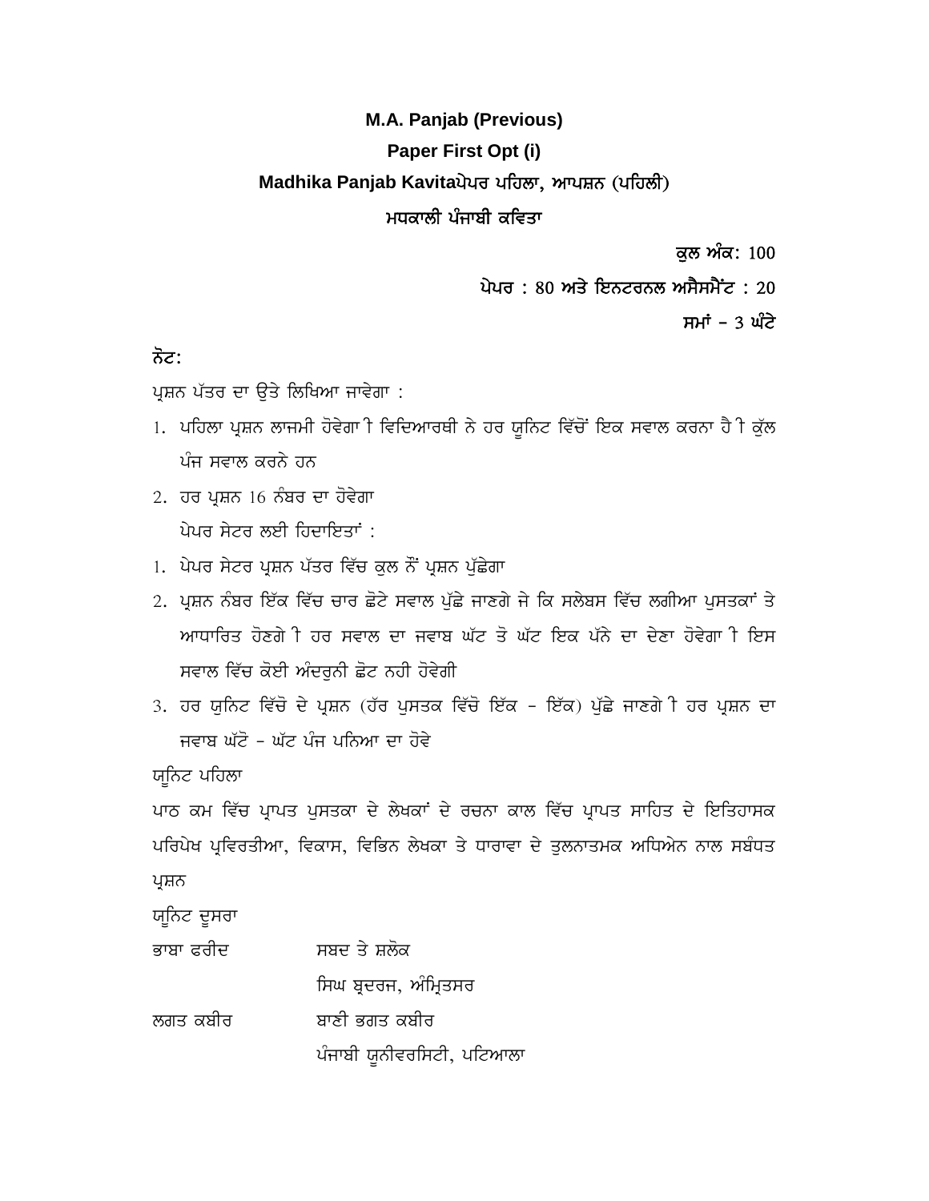**M.A. Panjab (Previous)**

**Paper First Opt (i)**

**Madhika Panjab Kavitaਪੇਪਰ ਪਹਿਲਾ, ਆਪਸ਼ਨ (ਪਹਿਲੀ)**

**ਮਧਕਾਲੀ ਪੰਜਾਬੀ ਕਵਿਤਾ**

**ਕੁਲ ਅੰਕ:** 100

**ਪੇਪਰ :** 80 **ਅਤੇ ਇਨਟਰਨਲ ਅਸੈਸਮੈਂਟ :** 20

**ਸਮਾਂ –** 3 **ਘੰਟੇ**

**ਨੋਟ:**

ਪ੍ਰਸ਼ਨ ਪੱਤਰ ਦਾ ਉਤੇ ਲਿਖਿਆ ਜਾਵੇਗਾ :

1. ਪਹਿਲਾ ਪ੍ਰਸ਼ਨ ਲਾਜਮੀ ਹੋਵੇਗਾ ੀ ਵਿਦਿਆਰਥੀ ਨੇ ਹਰ ਯੂਨਿਟ ਵਿੱਚੋਂ ਇਕ ਸਵਾਲ ਕਰਨਾ ਹੈ ੀ ਕੁੱਲ ਪੰਜ ਸਵਾਲ ਕਰਨੇ ਹਨ
2. ਹਰ ਪ੍ਰਸ਼ਨ 16 ਨੰਬਰ ਦਾ ਹੋਵੇਗਾ

   ਪੇਪਰ ਸੇਟਰ ਲਈ ਹਿਦਾਇਤਾਂ :

1. ਪੇਪਰ ਸੇਟਰ ਪ੍ਰਸ਼ਨ ਪੱਤਰ ਵਿੱਚ ਕੁਲ ਨੌਂ ਪ੍ਰਸ਼ਨ ਪੁੱਛੇਗਾ
2. ਪ੍ਰਸ਼ਨ ਨੰਬਰ ਇੱਕ ਵਿੱਚ ਚਾਰ ਛੋਟੇ ਸਵਾਲ ਪੁੱਛੇ ਜਾਣਗੇ ਜੋ ਕਿ ਸਲੇਬਸ ਵਿੱਚ ਲਗੀਆ ਪੁਸਤਕਾਂ ਤੇ ਆਧਾਰਿਤ ਹੋਣਗੇ ੀ ਹਰ ਸਵਾਲ ਦਾ ਜਵਾਬ ਘੱਟ ਤੋ ਘੱਟ ਇਕ ਪੱਨੇ ਦਾ ਦੇਣਾ ਹੋਵੇਗਾ ੀ ਇਸ ਸਵਾਲ ਵਿੱਚ ਕੋਈ ਅੰਦਰੂਨੀ ਛੋਟ ਨਹੀ ਹੋਵੇਗੀ
3. ਹਰ ਯੁਨਿਟ ਵਿੱਚੋ ਦੋ ਪ੍ਰਸ਼ਨ (ਹੱਰ ਪੁਸਤਕ ਵਿੱਚੋ ਇੱਕ – ਇੱਕ) ਪੁੱਛੇ ਜਾਣਗੇ ੀ ਹਰ ਪ੍ਰਸ਼ਨ ਦਾ ਜਵਾਬ ਘੱਟੋ – ਘੱਟ ਪੰਜ ਪਨਿਆ ਦਾ ਹੋਵੇ

ਯੂਨਿਟ ਪਹਿਲਾ

ਪਾਠ ਕਮ ਵਿੱਚ ਪ੍ਰਾਪਤ ਪੁਸਤਕਾ ਦੇ ਲੇਖਕਾਂ ਦੇ ਰਚਨਾ ਕਾਲ ਵਿੱਚ ਪ੍ਰਾਪਤ ਸਾਹਿਤ ਦੇ ਇਤਿਹਾਸਕ ਪਰਿਪੇਖ ਪ੍ਰਵਿਰਤੀਆ, ਵਿਕਾਸ, ਵਿਭਿਨ ਲੇਖਕਾ ਤੇ ਧਾਰਾਵਾ ਦੇ ਤੁਲਨਾਤਮਕ ਅਧਿਐਨ ਨਾਲ ਸਬੰਧਤ ਪ੍ਰਸ਼ਨ

ਯੂਨਿਟ ਦੂਸਰਾ

| | |
|---|---|
| ਭਾਬਾ ਫਰੀਦ | ਸਬਦ ਤੇ ਸ਼ਲੋਕ |
| | ਸਿਘ ਬ੍ਰਦਰਜ, ਅੰਮ੍ਰਿਤਸਰ |
| ਲਗਤ ਕਬੀਰ | ਬਾਣੀ ਭਗਤ ਕਬੀਰ |
| | ਪੰਜਾਬੀ ਯੂਨੀਵਰਸਿਟੀ, ਪਟਿਆਲਾ |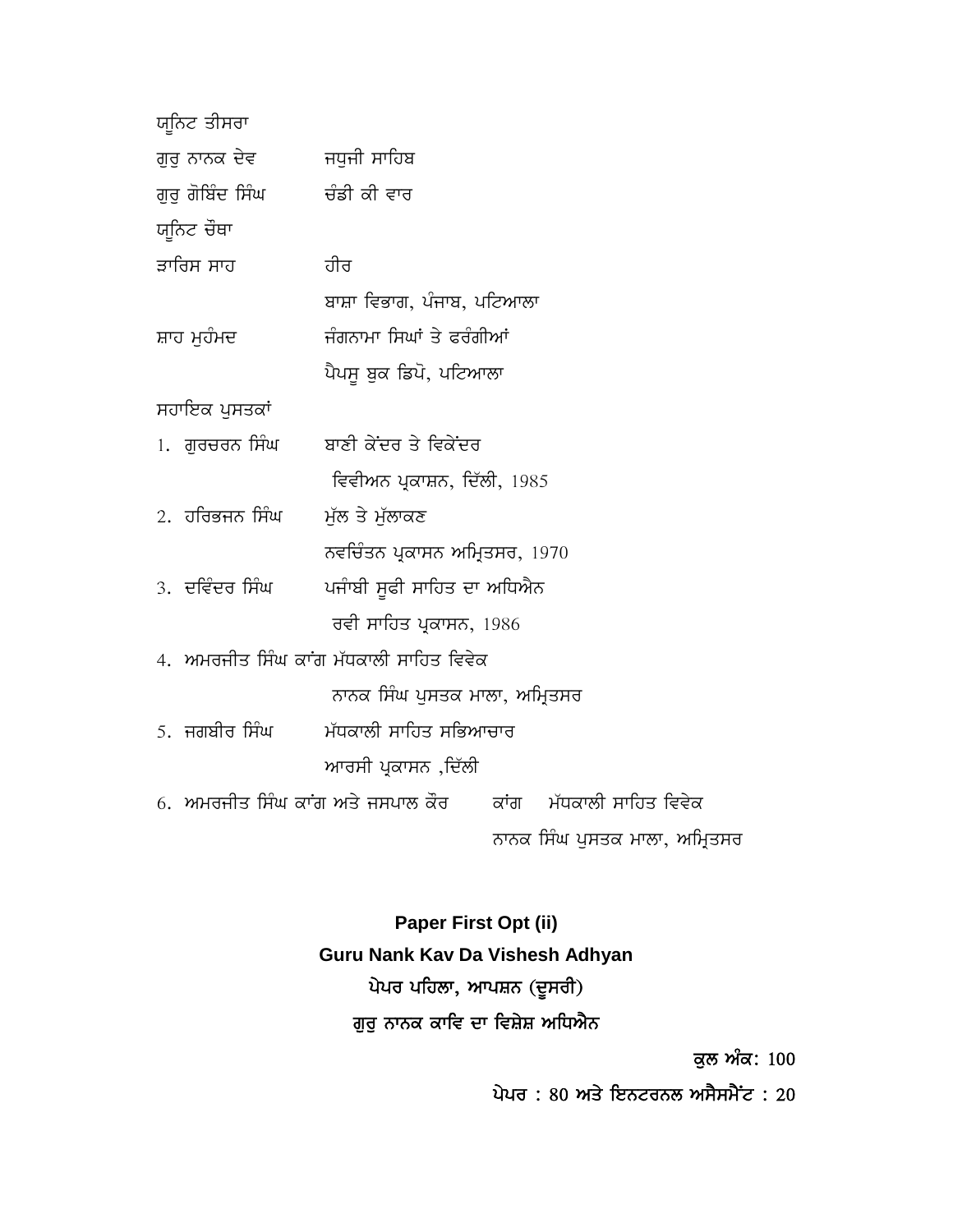ਯੂਨਿਟ ਤੀਸਰਾ

ਗੁਰੂ ਨਾਨਕ ਦੇਵ — ਜਪੁਜੀ ਸਾਹਿਬ

ਗੁਰੂ ਗੋਬਿੰਦ ਸਿੰਘ — ਚੰਡੀ ਕੀ ਵਾਰ

ਯੂਨਿਟ ਚੌਥਾ

ਵਾਰਿਸ ਸਾਹ — ਹੀਰ
ਬਾਸ਼ਾ ਵਿਭਾਗ, ਪੰਜਾਬ, ਪਟਿਆਲਾ

ਸ਼ਾਹ ਮੁਹੰਮਦ — ਜੰਗਨਾਮਾ ਸਿਘਾਂ ਤੇ ਫਰੰਗੀਆਂ
ਪੈਪਸੂ ਬੁਕ ਡਿਪੋ, ਪਟਿਆਲਾ

ਸਹਾਇਕ ਪੁਸਤਕਾਂ

1. ਗੁਰਚਰਨ ਸਿੰਘ — ਬਾਣੀ ਕੇਂਦਰ ਤੇ ਵਿਕੇਂਦਰ
   ਵਿਵੀਅਨ ਪ੍ਰਕਾਸ਼ਨ, ਦਿੱਲੀ, 1985
2. ਹਰਿਭਜਨ ਸਿੰਘ — ਮੁੱਲ ਤੇ ਮੁੱਲਾਕਣ
   ਨਵਚਿੰਤਨ ਪ੍ਰਕਾਸਨ ਅਮ੍ਰਿਤਸਰ, 1970
3. ਦਵਿੰਦਰ ਸਿੰਘ — ਪਜੰਾਬੀ ਸੂਫੀ ਸਾਹਿਤ ਦਾ ਅਧਿਐਨ
   ਰਵੀ ਸਾਹਿਤ ਪ੍ਰਕਾਸਨ, 1986
4. ਅਮਰਜੀਤ ਸਿੰਘ ਕਾਂਗ ਮੱਧਕਾਲੀ ਸਾਹਿਤ ਵਿਵੇਕ
   ਨਾਨਕ ਸਿੰਘ ਪੁਸਤਕ ਮਾਲਾ, ਅਮ੍ਰਿਤਸਰ
5. ਜਗਬੀਰ ਸਿੰਘ — ਮੱਧਕਾਲੀ ਸਾਹਿਤ ਸਭਿਆਚਾਰ
   ਆਰਸੀ ਪ੍ਰਕਾਸਨ ,ਦਿੱਲੀ
6. ਅਮਰਜੀਤ ਸਿੰਘ ਕਾਂਗ ਅਤੇ ਜਸਪਾਲ ਕੌਰ — ਕਾਂਗ ਮੱਧਕਾਲੀ ਸਾਹਿਤ ਵਿਵੇਕ
   ਨਾਨਕ ਸਿੰਘ ਪੁਸਤਕ ਮਾਲਾ, ਅਮ੍ਰਿਤਸਰ

**Paper First Opt (ii)**

**Guru Nank Kav Da Vishesh Adhyan**

**ਪੇਪਰ ਪਹਿਲਾ, ਆਪਸ਼ਨ (ਦੂਸਰੀ)**

**ਗੁਰੂ ਨਾਨਕ ਕਾਵਿ ਦਾ ਵਿਸ਼ੇਸ਼ ਅਧਿਐਨ**

**ਕੁਲ ਅੰਕ:** 100

**ਪੇਪਰ :** 80 **ਅਤੇ ਇਨਟਰਨਲ ਅਸੈਸਮੈਂਟ :** 20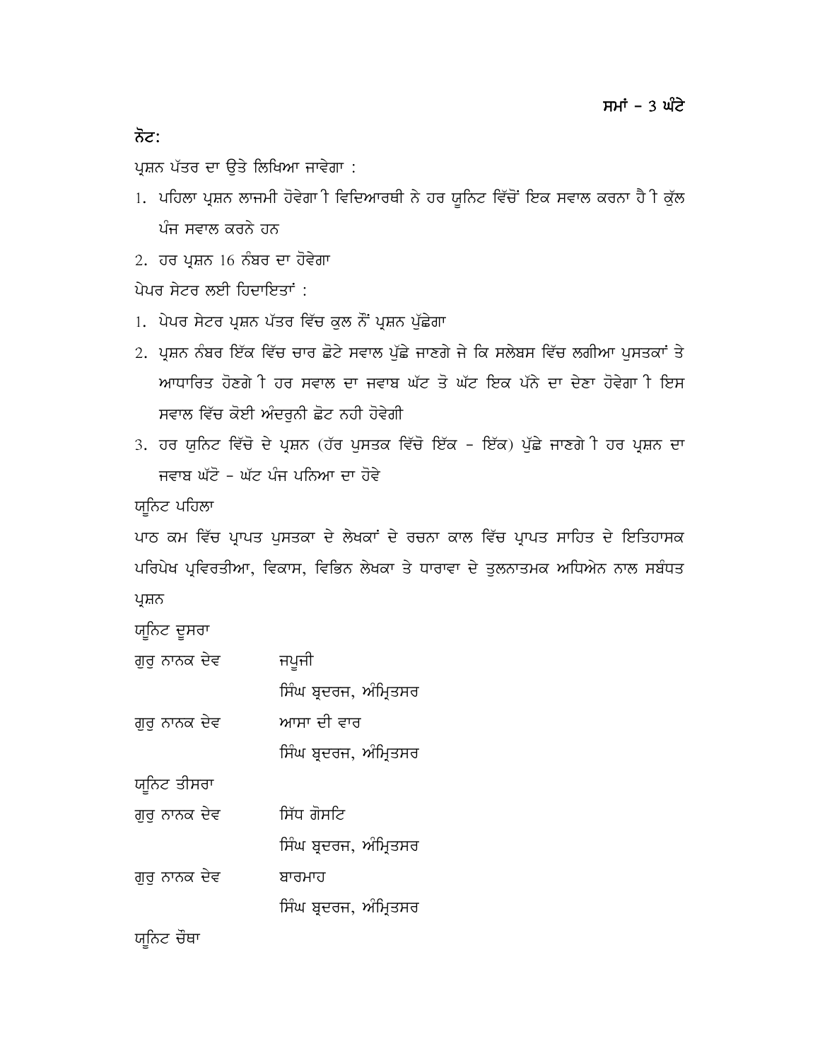**ਸਮਾਂ - 3 ਘੰਟੇ**

**ਨੋਟ:**

ਪ੍ਰਸ਼ਨ ਪੱਤਰ ਦਾ ਉਤੇ ਲਿਖਿਆ ਜਾਵੇਗਾ :

1. ਪਹਿਲਾ ਪ੍ਰਸ਼ਨ ਲਾਜਮੀ ਹੋਵੇਗਾ ੀ ਵਿਦਿਆਰਥੀ ਨੇ ਹਰ ਯੂਨਿਟ ਵਿੱਚੋਂ ਇਕ ਸਵਾਲ ਕਰਨਾ ਹੈ ੀ ਕੁੱਲ ਪੰਜ ਸਵਾਲ ਕਰਨੇ ਹਨ
2. ਹਰ ਪ੍ਰਸ਼ਨ 16 ਨੰਬਰ ਦਾ ਹੋਵੇਗਾ

ਪੇਪਰ ਸੇਟਰ ਲਈ ਹਿਦਾਇਤਾਂ :

1. ਪੇਪਰ ਸੇਟਰ ਪ੍ਰਸ਼ਨ ਪੱਤਰ ਵਿੱਚ ਕੁਲ ਨੌਂ ਪ੍ਰਸ਼ਨ ਪੁੱਛੇਗਾ
2. ਪ੍ਰਸ਼ਨ ਨੰਬਰ ਇੱਕ ਵਿੱਚ ਚਾਰ ਛੋਟੇ ਸਵਾਲ ਪੁੱਛੇ ਜਾਣਗੇ ਜੇ ਕਿ ਸਲੇਬਸ ਵਿੱਚ ਲਗੀਆ ਪੁਸਤਕਾਂ ਤੇ ਆਧਾਰਿਤ ਹੋਣਗੇ ੀ ਹਰ ਸਵਾਲ ਦਾ ਜਵਾਬ ਘੱਟ ਤੋ ਘੱਟ ਇਕ ਪੱਨੇ ਦਾ ਦੇਣਾ ਹੋਵੇਗਾ ੀ ਇਸ ਸਵਾਲ ਵਿੱਚ ਕੋਈ ਅੰਦਰੂਨੀ ਛੋਟ ਨਹੀ ਹੋਵੇਗੀ
3. ਹਰ ਯੁਨਿਟ ਵਿੱਚੋ ਦੋ ਪ੍ਰਸ਼ਨ (ਹੱਰ ਪੁਸਤਕ ਵਿੱਚੋ ਇੱਕ - ਇੱਕ) ਪੁੱਛੇ ਜਾਣਗੇ ੀ ਹਰ ਪ੍ਰਸ਼ਨ ਦਾ ਜਵਾਬ ਘੱਟੋ - ਘੱਟ ਪੰਜ ਪਨਿਆ ਦਾ ਹੋਵੇ

ਯੂਨਿਟ ਪਹਿਲਾ

ਪਾਠ ਕਮ ਵਿੱਚ ਪ੍ਰਾਪਤ ਪੁਸਤਕਾ ਦੇ ਲੇਖਕਾਂ ਦੇ ਰਚਨਾ ਕਾਲ ਵਿੱਚ ਪ੍ਰਾਪਤ ਸਾਹਿਤ ਦੇ ਇਤਿਹਾਸਕ ਪਰਿਪੇਖ ਪ੍ਰਵਿਰਤੀਆ, ਵਿਕਾਸ, ਵਿਭਿਨ ਲੇਖਕਾ ਤੇ ਧਾਰਾਵਾ ਦੇ ਤੁਲਨਾਤਮਕ ਅਧਿਐਨ ਨਾਲ ਸਬੰਧਤ ਪ੍ਰਸ਼ਨ

ਯੂਨਿਟ ਦੂਸਰਾ

ਗੁਰੁ ਨਾਨਕ ਦੇਵ ਜਪੁਜੀ
ਸਿੰਘ ਬ੍ਰਦਰਜ, ਅੰਮ੍ਰਿਤਸਰ

ਗੁਰੁ ਨਾਨਕ ਦੇਵ ਆਸਾ ਦੀ ਵਾਰ
ਸਿੰਘ ਬ੍ਰਦਰਜ, ਅੰਮ੍ਰਿਤਸਰ

ਯੂਨਿਟ ਤੀਸਰਾ

ਗੁਰੁ ਨਾਨਕ ਦੇਵ ਸਿੱਧ ਗੋਸਟਿ
ਸਿੰਘ ਬ੍ਰਦਰਜ, ਅੰਮ੍ਰਿਤਸਰ

ਗੁਰੁ ਨਾਨਕ ਦੇਵ ਬਾਰਮਾਹ
ਸਿੰਘ ਬ੍ਰਦਰਜ, ਅੰਮ੍ਰਿਤਸਰ

ਯੂਨਿਟ ਚੌਥਾ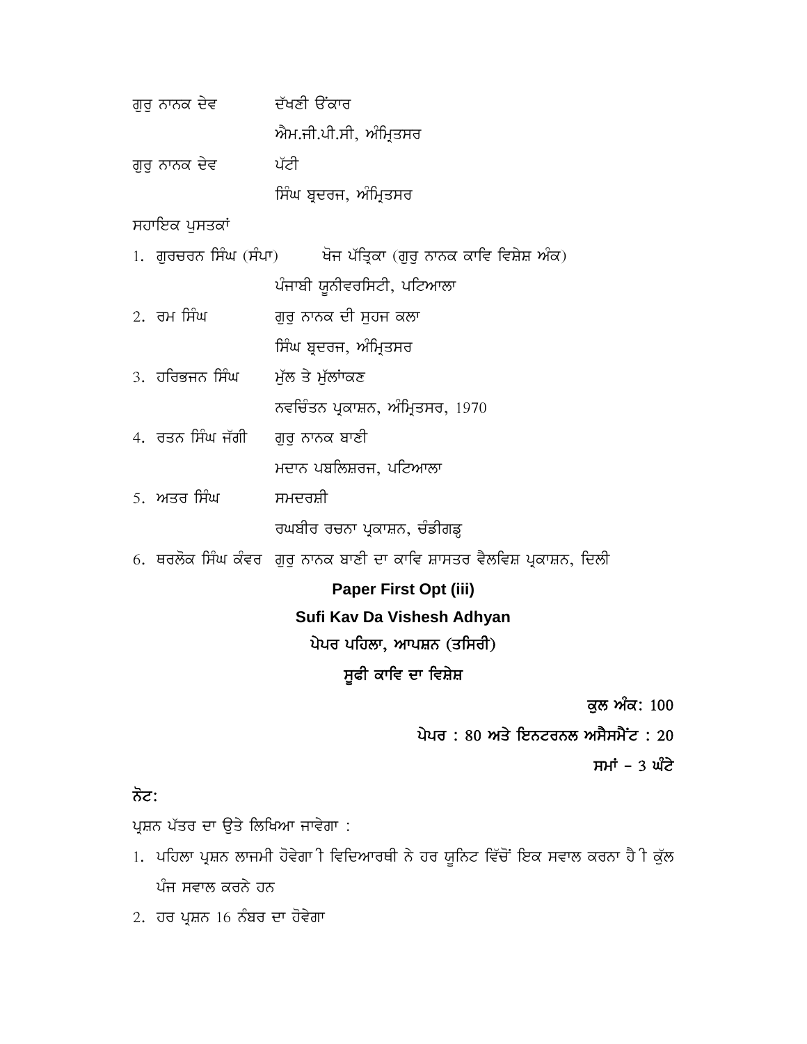ਗੁਰੂ ਨਾਨਕ ਦੇਵ　　ਦੱਖਣੀ ਓਅੰਕਾਰ
　　ਐਮ.ਜੀ.ਪੀ.ਸੀ, ਅੰਮ੍ਰਿਤਸਰ

ਗੁਰੂ ਨਾਨਕ ਦੇਵ　　ਪੱਟੀ
　　ਸਿੰਘ ਬ੍ਰਦਰਜ, ਅੰਮ੍ਰਿਤਸਰ

ਸਹਾਇਕ ਪੁਸਤਕਾਂ

1. ਗੁਰਚਰਨ ਸਿੰਘ (ਸੰਪਾ)　　ਖੋਜ ਪੱਤ੍ਰਿਕਾ (ਗੁਰੂ ਨਾਨਕ ਕਾਵਿ ਵਿਸ਼ੇਸ਼ ਅੰਕ)
   ਪੰਜਾਬੀ ਯੂਨੀਵਰਸਿਟੀ, ਪਟਿਆਲਾ
2. ਰਮ ਸਿੰਘ　　ਗੁਰੂ ਨਾਨਕ ਦੀ ਸੁਹਜ ਕਲਾ
   ਸਿੰਘ ਬ੍ਰਦਰਜ, ਅੰਮ੍ਰਿਤਸਰ
3. ਹਰਿਭਜਨ ਸਿੰਘ　　ਮੁੱਲ ਤੇ ਮੁੱਲਾਂਕਣ
   ਨਵਚਿੰਤਨ ਪ੍ਰਕਾਸ਼ਨ, ਅੰਮ੍ਰਿਤਸਰ, 1970
4. ਰਤਨ ਸਿੰਘ ਜੱਗੀ　　ਗੁਰੂ ਨਾਨਕ ਬਾਣੀ
   ਮਦਾਨ ਪਬਲਿਸ਼ਰਜ, ਪਟਿਆਲਾ
5. ਅਤਰ ਸਿੰਘ　　ਸਮਦਰਸ਼ੀ
   ਰਘਬੀਰ ਰਚਨਾ ਪ੍ਰਕਾਸ਼ਨ, ਚੰਡੀਗੜ੍ਹ
6. ਥਰਲੋਕ ਸਿੰਘ ਕੰਵਰ　ਗੁਰੂ ਨਾਨਕ ਬਾਣੀ ਦਾ ਕਾਵਿ ਸ਼ਾਸਤਰ ਵੈਲਵਿਸ਼ ਪ੍ਰਕਾਸ਼ਨ, ਦਿਲੀ

## Paper First Opt (iii)

## Sufi Kav Da Vishesh Adhyan

## ਪੇਪਰ ਪਹਿਲਾ, ਆਪਸ਼ਨ (ਤਸਿਰੀ)

## ਸੂਫੀ ਕਾਵਿ ਦਾ ਵਿਸ਼ੇਸ਼

**ਕੁਲ ਅੰਕ:** 100

**ਪੇਪਰ :** 80 **ਅਤੇ ਇਨਟਰਨਲ ਅਸੈਸਮੈਂਟ :** 20

**ਸਮਾਂ – 3 ਘੰਟੇ**

**ਨੋਟ:**

ਪ੍ਰਸ਼ਨ ਪੱਤਰ ਦਾ ਉਤੇ ਲਿਖਿਆ ਜਾਵੇਗਾ :

1. ਪਹਿਲਾ ਪ੍ਰਸ਼ਨ ਲਾਜਮੀ ਹੋਵੇਗਾ ੀ ਵਿਦਿਆਰਥੀ ਨੇ ਹਰ ਯੂਨਿਟ ਵਿੱਚੋਂ ਇਕ ਸਵਾਲ ਕਰਨਾ ਹੈ ੀ ਕੁੱਲ ਪੰਜ ਸਵਾਲ ਕਰਨੇ ਹਨ
2. ਹਰ ਪ੍ਰਸ਼ਨ 16 ਨੰਬਰ ਦਾ ਹੋਵੇਗਾ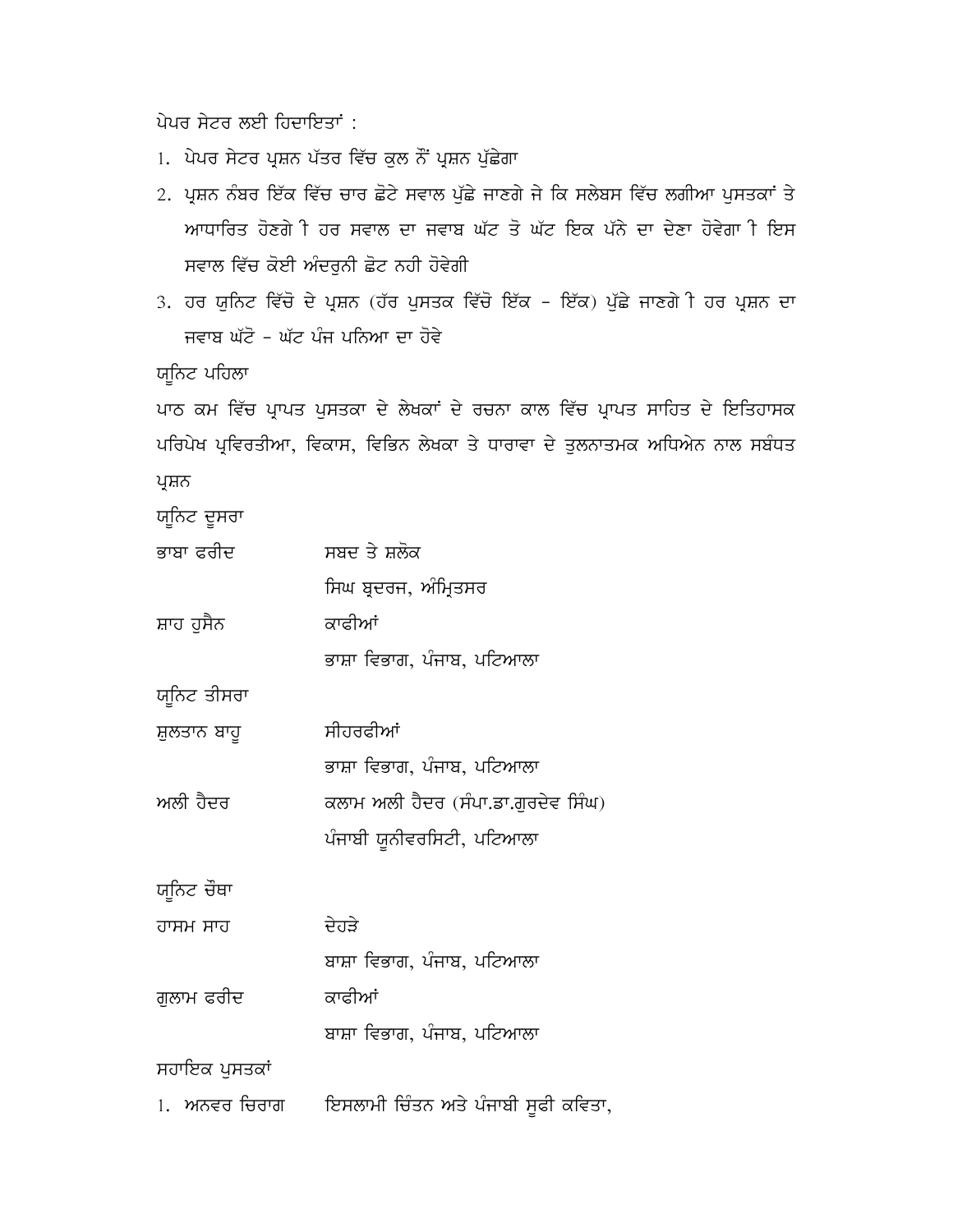ਪੇਪਰ ਸੇਟਰ ਲਈ ਹਿਦਾਇਤਾਂ :

1. ਪੇਪਰ ਸੇਟਰ ਪ੍ਰਸ਼ਨ ਪੱਤਰ ਵਿੱਚ ਕੁਲ ਨੌਂ ਪ੍ਰਸ਼ਨ ਪੁੱਛੇਗਾ
2. ਪ੍ਰਸ਼ਨ ਨੰਬਰ ਇੱਕ ਵਿੱਚ ਚਾਰ ਛੋਟੇ ਸਵਾਲ ਪੁੱਛੇ ਜਾਣਗੇ ਜੋ ਕਿ ਸਲੇਬਸ ਵਿੱਚ ਲਗੀਆ ਪੁਸਤਕਾਂ ਤੇ ਆਧਾਰਿਤ ਹੋਣਗੇ ੀ ਹਰ ਸਵਾਲ ਦਾ ਜਵਾਬ ਘੱਟ ਤੋ ਘੱਟ ਇਕ ਪੰਨੇ ਦਾ ਦੇਣਾ ਹੋਵੇਗਾ ੀ ਇਸ ਸਵਾਲ ਵਿੱਚ ਕੋਈ ਅੰਦਰੂਨੀ ਛੋਟ ਨਹੀ ਹੋਵੇਗੀ
3. ਹਰ ਯੂਨਿਟ ਵਿੱਚੋ ਦੋ ਪ੍ਰਸ਼ਨ (ਹੱਰ ਪੁਸਤਕ ਵਿੱਚੋ ਇੱਕ - ਇੱਕ) ਪੁੱਛੇ ਜਾਣਗੇ ੀ ਹਰ ਪ੍ਰਸ਼ਨ ਦਾ ਜਵਾਬ ਘੱਟੋ - ਘੱਟ ਪੰਜ ਪਨਿਆ ਦਾ ਹੋਵੇ

ਯੂਨਿਟ ਪਹਿਲਾ

ਪਾਠ ਕਮ ਵਿੱਚ ਪ੍ਰਾਪਤ ਪੁਸਤਕਾ ਦੇ ਲੇਖਕਾਂ ਦੇ ਰਚਨਾ ਕਾਲ ਵਿੱਚ ਪ੍ਰਾਪਤ ਸਾਹਿਤ ਦੇ ਇਤਿਹਾਸਕ ਪਰਿਪੇਖ ਪ੍ਰਵਿਰਤੀਆ, ਵਿਕਾਸ, ਵਿਭਿਨ ਲੇਖਕਾ ਤੇ ਧਾਰਾਵਾ ਦੇ ਤੁਲਨਾਤਮਕ ਅਧਿਐਨ ਨਾਲ ਸਬੰਧਤ ਪ੍ਰਸ਼ਨ

ਯੂਨਿਟ ਦੂਸਰਾ

ਭਾਬਾ ਫਰੀਦ — ਸਬਦ ਤੇ ਸ਼ਲੋਕ
ਸਿਘ ਬ੍ਰਦਰਜ, ਅੰਮ੍ਰਿਤਸਰ

ਸ਼ਾਹ ਹੁਸੈਨ — ਕਾਫੀਆਂ
ਭਾਸ਼ਾ ਵਿਭਾਗ, ਪੰਜਾਬ, ਪਟਿਆਲਾ

ਯੂਨਿਟ ਤੀਸਰਾ

ਸ਼ੁਲਤਾਨ ਬਾਹੂ — ਸੀਹਰਫੀਆਂ
ਭਾਸ਼ਾ ਵਿਭਾਗ, ਪੰਜਾਬ, ਪਟਿਆਲਾ

ਅਲੀ ਹੈਦਰ — ਕਲਾਮ ਅਲੀ ਹੈਦਰ (ਸੰਪਾ.ਡਾ.ਗੁਰਦੇਵ ਸਿੰਘ)
ਪੰਜਾਬੀ ਯੂਨੀਵਰਸਿਟੀ, ਪਟਿਆਲਾ

ਯੂਨਿਟ ਚੌਥਾ

ਹਾਸਮ ਸਾਹ — ਦੋਹੜੇ
ਬਾਸ਼ਾ ਵਿਭਾਗ, ਪੰਜਾਬ, ਪਟਿਆਲਾ

ਗੁਲਾਮ ਫਰੀਦ — ਕਾਫੀਆਂ
ਬਾਸ਼ਾ ਵਿਭਾਗ, ਪੰਜਾਬ, ਪਟਿਆਲਾ

ਸਹਾਇਕ ਪੁਸਤਕਾਂ

1. ਅਨਵਰ ਚਿਰਾਗ — ਇਸਲਾਮੀ ਚਿੰਤਨ ਅਤੇ ਪੰਜਾਬੀ ਸੂਫੀ ਕਵਿਤਾ,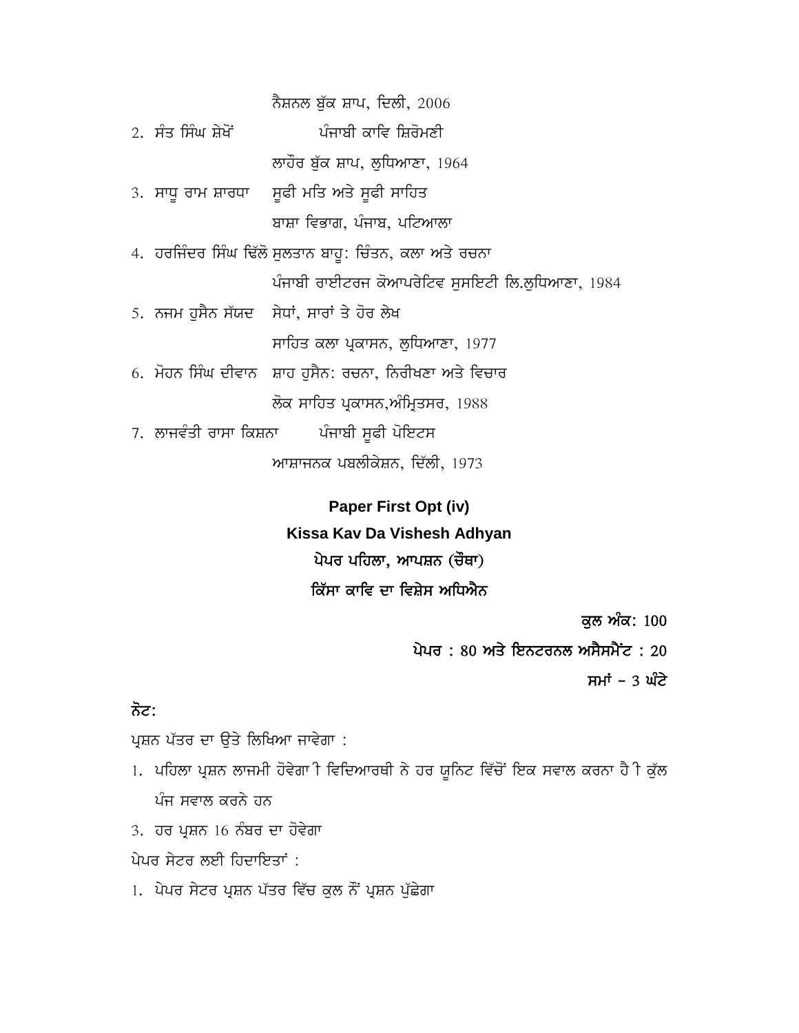ਨੈਸ਼ਨਲ ਬੁੱਕ ਸ਼ਾਪ, ਦਿਲੀ, 2006

2. ਸੰਤ ਸਿੰਘ ਸ਼ੇਖੋਂ — ਪੰਜਾਬੀ ਕਾਵਿ ਸ਼ਿਰੋਮਣੀ
   ਲਾਹੌਰ ਬੁੱਕ ਸ਼ਾਪ, ਲੁਧਿਆਣਾ, 1964
3. ਸਾਧੂ ਰਾਮ ਸ਼ਾਰਧਾ — ਸੂਫੀ ਮਤਿ ਅਤੇ ਸੂਫੀ ਸਾਹਿਤ
   ਬਾਸ਼ਾ ਵਿਭਾਗ, ਪੰਜਾਬ, ਪਟਿਆਲਾ
4. ਹਰਜਿੰਦਰ ਸਿੰਘ ਢਿੱਲੋ — ਸੁਲਤਾਨ ਬਾਹੂ: ਚਿੰਤਨ, ਕਲਾ ਅਤੇ ਰਚਨਾ
   ਪੰਜਾਬੀ ਰਾਈਟਰਜ ਕੋਆਪਰੇਟਿਵ ਸੁਸਇਟੀ ਲਿ.ਲੁਧਿਆਣਾ, 1984
5. ਨਜਮ ਹੁਸੈਨ ਸੱਯਦ — ਸੇਧਾਂ, ਸਾਰਾਂ ਤੇ ਹੋਰ ਲੇਖ
   ਸਾਹਿਤ ਕਲਾ ਪ੍ਰਕਾਸਨ, ਲੁਧਿਆਣਾ, 1977
6. ਮੋਹਨ ਸਿੰਘ ਦੀਵਾਨ — ਸ਼ਾਹ ਹੁਸੈਨ: ਰਚਨਾ, ਨਿਰੀਖਣਾ ਅਤੇ ਵਿਚਾਰ
   ਲੋਕ ਸਾਹਿਤ ਪ੍ਰਕਾਸਨ,ਅੰਮ੍ਰਿਤਸਰ, 1988
7. ਲਾਜਵੰਤੀ ਰਾਸਾ ਕਿਸ਼ਨਾ — ਪੰਜਾਬੀ ਸੂਫੀ ਪੋਇਟਸ
   ਆਸ਼ਾਜਨਕ ਪਬਲੀਕੇਸ਼ਨ, ਦਿੱਲੀ, 1973

## Paper First Opt (iv)

## Kissa Kav Da Vishesh Adhyan

## ਪੇਪਰ ਪਹਿਲਾ, ਆਪਸ਼ਨ (ਚੌਥਾ)

## ਕਿੱਸਾ ਕਾਵਿ ਦਾ ਵਿਸ਼ੇਸ ਅਧਿਐਨ

**ਕੁਲ ਅੰਕ:** 100

**ਪੇਪਰ : 80 ਅਤੇ ਇਨਟਰਨਲ ਅਸੈਸਮੈਂਟ : 20**

**ਸਮਾਂ - 3 ਘੰਟੇ**

**ਨੋਟ:**

ਪ੍ਰਸ਼ਨ ਪੱਤਰ ਦਾ ਉਤੇ ਲਿਖਿਆ ਜਾਵੇਗਾ :

1. ਪਹਿਲਾ ਪ੍ਰਸ਼ਨ ਲਾਜਮੀ ਹੋਵੇਗਾ ੀ ਵਿਦਿਆਰਥੀ ਨੇ ਹਰ ਯੂਨਿਟ ਵਿੱਚੋਂ ਇਕ ਸਵਾਲ ਕਰਨਾ ਹੈ ੀ ਕੁੱਲ ਪੰਜ ਸਵਾਲ ਕਰਨੇ ਹਨ
3. ਹਰ ਪ੍ਰਸ਼ਨ 16 ਨੰਬਰ ਦਾ ਹੋਵੇਗਾ

ਪੇਪਰ ਸੇਟਰ ਲਈ ਹਿਦਾਇਤਾਂ :

1. ਪੇਪਰ ਸੇਟਰ ਪ੍ਰਸ਼ਨ ਪੱਤਰ ਵਿੱਚ ਕੁਲ ਨੌਂ ਪ੍ਰਸ਼ਨ ਪੁੱਛੇਗਾ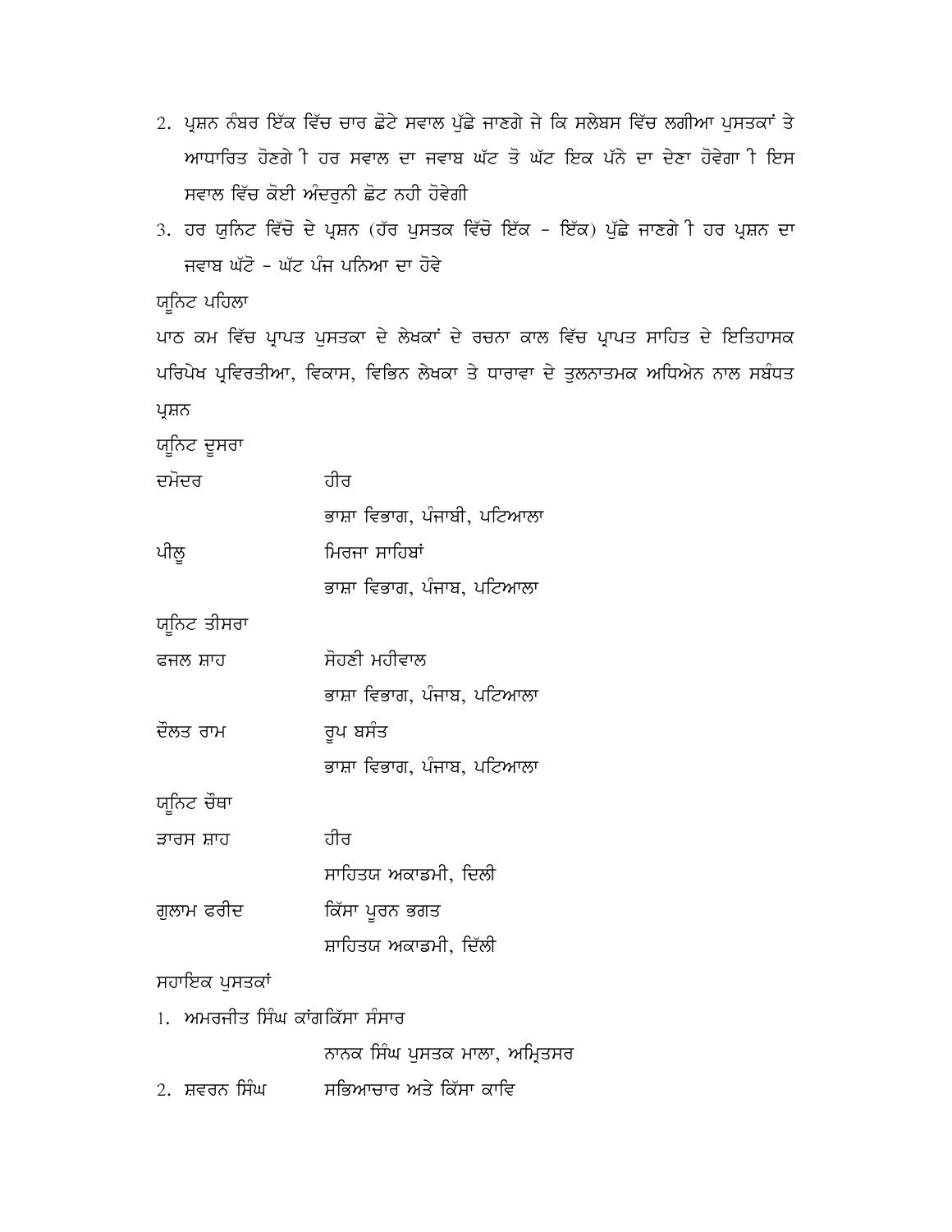2. ਪ੍ਰਸ਼ਨ ਨੰਬਰ ਇੱਕ ਵਿੱਚ ਚਾਰ ਛੋਟੇ ਸਵਾਲ ਪੁੱਛੇ ਜਾਣਗੇ ਜੋ ਕਿ ਸਲੇਬਸ ਵਿੱਚ ਲਗੀਆ ਪੁਸਤਕਾਂ ਤੇ ਆਧਾਰਿਤ ਹੋਣਗੇ ੀ ਹਰ ਸਵਾਲ ਦਾ ਜਵਾਬ ਘੱਟ ਤੋ ਘੱਟ ਇਕ ਪੰਨੇ ਦਾ ਦੇਣਾ ਹੋਵੇਗਾ ੀ ਇਸ ਸਵਾਲ ਵਿੱਚ ਕੋਈ ਅੰਦਰੂਨੀ ਛੋਟ ਨਹੀ ਹੋਵੇਗੀ
3. ਹਰ ਯੂਨਿਟ ਵਿੱਚੋ ਦੋ ਪ੍ਰਸ਼ਨ (ਹੱਰ ਪੁਸਤਕ ਵਿੱਚੋ ਇੱਕ - ਇੱਕ) ਪੁੱਛੇ ਜਾਣਗੇ ੀ ਹਰ ਪ੍ਰਸ਼ਨ ਦਾ ਜਵਾਬ ਘੱਟੋ - ਘੱਟ ਪੰਜ ਪਨਿਆ ਦਾ ਹੋਵੇ

ਯੂਨਿਟ ਪਹਿਲਾ

ਪਾਠ ਕਮ ਵਿੱਚ ਪ੍ਰਾਪਤ ਪੁਸਤਕਾ ਦੇ ਲੇਖਕਾਂ ਦੇ ਰਚਨਾ ਕਾਲ ਵਿੱਚ ਪ੍ਰਾਪਤ ਸਾਹਿਤ ਦੇ ਇਤਿਹਾਸਕ ਪਰਿਪੇਖ ਪ੍ਰਵਿਰਤੀਆ, ਵਿਕਾਸ, ਵਿਭਿਨ ਲੇਖਕਾ ਤੇ ਧਾਰਾਵਾ ਦੇ ਤੁਲਨਾਤਮਕ ਅਧਿਐਨ ਨਾਲ ਸਬੰਧਤ ਪ੍ਰਸ਼ਨ

ਯੂਨਿਟ ਦੂਸਰਾ

ਦਮੋਦਰ — ਹੀਰ
ਭਾਸ਼ਾ ਵਿਭਾਗ, ਪੰਜਾਬੀ, ਪਟਿਆਲਾ

ਪੀਲੂ — ਮਿਰਜਾ ਸਾਹਿਬਾਂ
ਭਾਸ਼ਾ ਵਿਭਾਗ, ਪੰਜਾਬ, ਪਟਿਆਲਾ

ਯੂਨਿਟ ਤੀਸਰਾ

ਫਜਲ ਸ਼ਾਹ — ਸੋਹਣੀ ਮਹੀਵਾਲ
ਭਾਸ਼ਾ ਵਿਭਾਗ, ਪੰਜਾਬ, ਪਟਿਆਲਾ

ਦੌਲਤ ਰਾਮ — ਰੂਪ ਬਸੰਤ
ਭਾਸ਼ਾ ਵਿਭਾਗ, ਪੰਜਾਬ, ਪਟਿਆਲਾ

ਯੂਨਿਟ ਚੌਥਾ

ਵਾਰਸ ਸ਼ਾਹ — ਹੀਰ
ਸਾਹਿਤਯ ਅਕਾਡਮੀ, ਦਿਲੀ

ਗੁਲਾਮ ਫਰੀਦ — ਕਿੱਸਾ ਪੂਰਨ ਭਗਤ
ਸ਼ਾਹਿਤਯ ਅਕਾਡਮੀ, ਦਿੱਲੀ

ਸਹਾਇਕ ਪੁਸਤਕਾਂ

1. ਅਮਰਜੀਤ ਸਿੰਘ ਕਾਂਗ — ਕਿੱਸਾ ਸੰਸਾਰ
   ਨਾਨਕ ਸਿੰਘ ਪੁਸਤਕ ਮਾਲਾ, ਅਮ੍ਰਿਤਸਰ
2. ਸ਼ਵਰਨ ਸਿੰਘ — ਸਭਿਆਚਾਰ ਅਤੇ ਕਿੱਸਾ ਕਾਵਿ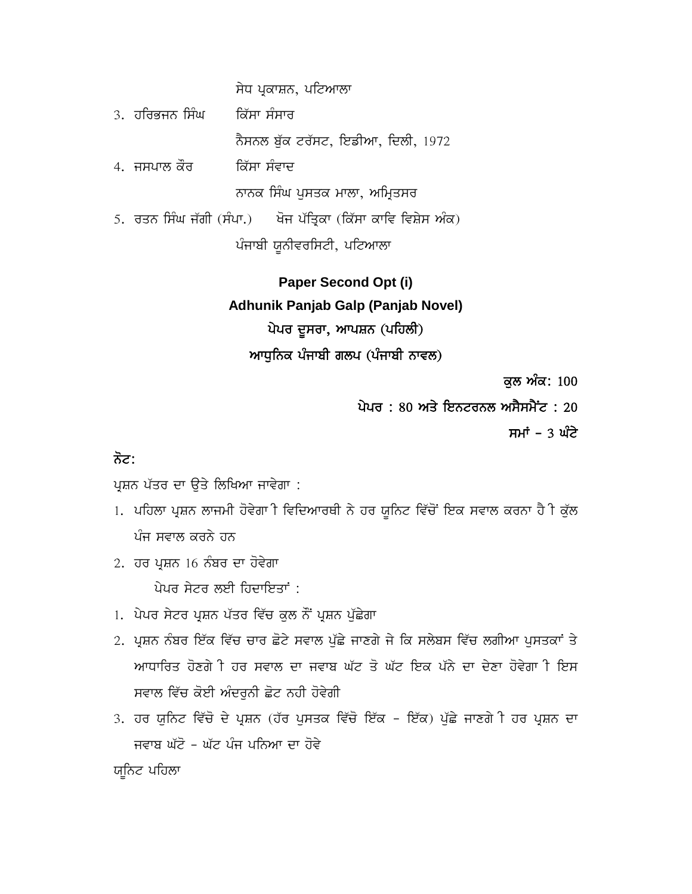ਸੇਧ ਪ੍ਰਕਾਸ਼ਨ, ਪਟਿਆਲਾ

3. ਹਰਿਭਜਨ ਸਿੰਘ ਕਿੱਸਾ ਸੰਸਾਰ
   ਨੈਸ਼ਨਲ ਬੁੱਕ ਟਰੱਸਟ, ਇਡੀਆ, ਦਿਲੀ, 1972
4. ਜਸਪਾਲ ਕੌਰ ਕਿੱਸਾ ਸੰਵਾਦ
   ਨਾਨਕ ਸਿੰਘ ਪੁਸਤਕ ਮਾਲਾ, ਅਮ੍ਰਿਤਸਰ
5. ਰਤਨ ਸਿੰਘ ਜੱਗੀ (ਸੰਪਾ.) ਖੋਜ ਪੱਤ੍ਰਿਕਾ (ਕਿੱਸਾ ਕਾਵਿ ਵਿਸ਼ੇਸ ਅੰਕ)
   ਪੰਜਾਬੀ ਯੂਨੀਵਰਸਿਟੀ, ਪਟਿਆਲਾ

**Paper Second Opt (i)**

**Adhunik Panjab Galp (Panjab Novel)**

**ਪੇਪਰ ਦੂਸਰਾ, ਆਪਸ਼ਨ (ਪਹਿਲੀ)**

**ਆਧੁਨਿਕ ਪੰਜਾਬੀ ਗਲਪ (ਪੰਜਾਬੀ ਨਾਵਲ)**

**ਕੁਲ ਅੰਕ: 100**

**ਪੇਪਰ : 80 ਅਤੇ ਇਨਟਰਨਲ ਅਸੈਸਮੈਂਟ : 20**

**ਸਮਾਂ - 3 ਘੰਟੇ**

**ਨੋਟ:**

ਪ੍ਰਸ਼ਨ ਪੱਤਰ ਦਾ ਉਤੇ ਲਿਖਿਆ ਜਾਵੇਗਾ :

1. ਪਹਿਲਾ ਪ੍ਰਸ਼ਨ ਲਾਜਮੀ ਹੋਵੇਗਾ ੀ ਵਿਦਿਆਰਥੀ ਨੇ ਹਰ ਯੂਨਿਟ ਵਿੱਚੋਂ ਇਕ ਸਵਾਲ ਕਰਨਾ ਹੈ ੀ ਕੁੱਲ ਪੰਜ ਸਵਾਲ ਕਰਨੇ ਹਨ
2. ਹਰ ਪ੍ਰਸ਼ਨ 16 ਨੰਬਰ ਦਾ ਹੋਵੇਗਾ

ਪੇਪਰ ਸੇਟਰ ਲਈ ਹਿਦਾਇਤਾਂ :

1. ਪੇਪਰ ਸੇਟਰ ਪ੍ਰਸ਼ਨ ਪੱਤਰ ਵਿੱਚ ਕੁਲ ਨੌਂ ਪ੍ਰਸ਼ਨ ਪੁੱਛੇਗਾ
2. ਪ੍ਰਸ਼ਨ ਨੰਬਰ ਇੱਕ ਵਿੱਚ ਚਾਰ ਛੋਟੇ ਸਵਾਲ ਪੁੱਛੇ ਜਾਣਗੇ ਜੋ ਕਿ ਸਲੇਬਸ ਵਿੱਚ ਲਗੀਆ ਪੁਸਤਕਾਂ ਤੇ ਆਧਾਰਿਤ ਹੋਣਗੇ ੀ ਹਰ ਸਵਾਲ ਦਾ ਜਵਾਬ ਘੱਟ ਤੋ ਘੱਟ ਇਕ ਪੱਨੇ ਦਾ ਦੇਣਾ ਹੋਵੇਗਾ ੀ ਇਸ ਸਵਾਲ ਵਿੱਚ ਕੋਈ ਅੰਦਰੂਨੀ ਛੋਟ ਨਹੀ ਹੋਵੇਗੀ
3. ਹਰ ਯੂਨਿਟ ਵਿੱਚੋ ਦੋ ਪ੍ਰਸ਼ਨ (ਹੱਰ ਪੁਸਤਕ ਵਿੱਚੋ ਇੱਕ - ਇੱਕ) ਪੁੱਛੇ ਜਾਣਗੇ ੀ ਹਰ ਪ੍ਰਸ਼ਨ ਦਾ ਜਵਾਬ ਘੱਟੋ - ਘੱਟ ਪੰਜ ਪਨਿਆ ਦਾ ਹੋਵੇ

ਯੂਨਿਟ ਪਹਿਲਾ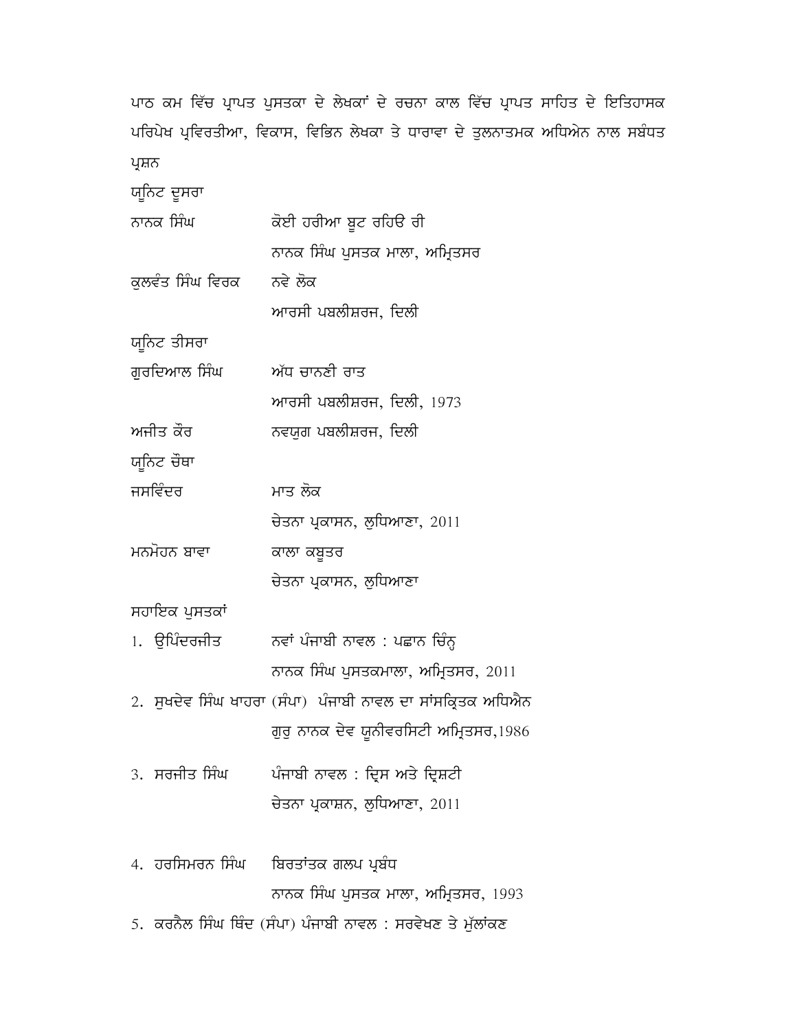ਪਾਠ ਕਮ ਵਿੱਚ ਪ੍ਰਾਪਤ ਪੁਸਤਕਾ ਦੇ ਲੇਖਕਾਂ ਦੇ ਰਚਨਾ ਕਾਲ ਵਿੱਚ ਪ੍ਰਾਪਤ ਸਾਹਿਤ ਦੇ ਇਤਿਹਾਸਕ ਪਰਿਪੇਖ ਪ੍ਰਵਿਰਤੀਆ, ਵਿਕਾਸ, ਵਿਭਿਨ ਲੇਖਕਾ ਤੇ ਧਾਰਾਵਾ ਦੇ ਤੁਲਨਾਤਮਕ ਅਧਿਐਨ ਨਾਲ ਸਬੰਧਤ ਪ੍ਰਸ਼ਨ

ਯੂਨਿਟ ਦੂਸਰਾ

ਨਾਨਕ ਸਿੰਘ — ਕੋਈ ਹਰੀਆ ਬੂਟ ਰਹਿਓ ਰੀ
ਨਾਨਕ ਸਿੰਘ ਪੁਸਤਕ ਮਾਲਾ, ਅਮ੍ਰਿਤਸਰ

ਕੁਲਵੰਤ ਸਿੰਘ ਵਿਰਕ — ਨਵੇ ਲੋਕ
ਆਰਸੀ ਪਬਲੀਸ਼ਰਜ, ਦਿਲੀ

ਯੂਨਿਟ ਤੀਸਰਾ

ਗੁਰਦਿਆਲ ਸਿੰਘ — ਅੱਧ ਚਾਨਣੀ ਰਾਤ
ਆਰਸੀ ਪਬਲੀਸ਼ਰਜ, ਦਿਲੀ, 1973

ਅਜੀਤ ਕੌਰ — ਨਵਯੁਗ ਪਬਲੀਸ਼ਰਜ, ਦਿਲੀ

ਯੂਨਿਟ ਚੌਥਾ

ਜਸਵਿੰਦਰ — ਮਾਤ ਲੋਕ
ਚੇਤਨਾ ਪ੍ਰਕਾਸਨ, ਲੁਧਿਆਣਾ, 2011

ਮਨਮੋਹਨ ਬਾਵਾ — ਕਾਲਾ ਕਬੂਤਰ
ਚੇਤਨਾ ਪ੍ਰਕਾਸਨ, ਲੁਧਿਆਣਾ

ਸਹਾਇਕ ਪੁਸਤਕਾਂ

1. ਉਪਿੰਦਰਜੀਤ — ਨਵਾਂ ਪੰਜਾਬੀ ਨਾਵਲ : ਪਛਾਨ ਚਿੰਨ੍ਹ
   ਨਾਨਕ ਸਿੰਘ ਪੁਸਤਕਮਾਲਾ, ਅਮ੍ਰਿਤਸਰ, 2011
2. ਸੁਖਦੇਵ ਸਿੰਘ ਖਾਹਰਾ (ਸੰਪਾ) ਪੰਜਾਬੀ ਨਾਵਲ ਦਾ ਸਾਂਸਕ੍ਰਿਤਕ ਅਧਿਐਨ
   ਗੁਰੁ ਨਾਨਕ ਦੇਵ ਯੂਨੀਵਰਸਿਟੀ ਅਮ੍ਰਿਤਸਰ,1986
3. ਸਰਜੀਤ ਸਿੰਘ — ਪੰਜਾਬੀ ਨਾਵਲ : ਦ੍ਰਿਸ ਅਤੇ ਦ੍ਰਿਸ਼ਟੀ
   ਚੇਤਨਾ ਪ੍ਰਕਾਸ਼ਨ, ਲੁਧਿਆਣਾ, 2011
4. ਹਰਸਿਮਰਨ ਸਿੰਘ — ਬਿਰਤਾਂਤਕ ਗਲਪ ਪ੍ਰਬੰਧ
   ਨਾਨਕ ਸਿੰਘ ਪੁਸਤਕ ਮਾਲਾ, ਅਮ੍ਰਿਤਸਰ, 1993
5. ਕਰਨੈਲ ਸਿੰਘ ਥਿੰਦ (ਸੰਪਾ) ਪੰਜਾਬੀ ਨਾਵਲ : ਸਰਵੇਖਣ ਤੇ ਮੁੱਲਾਂਕਣ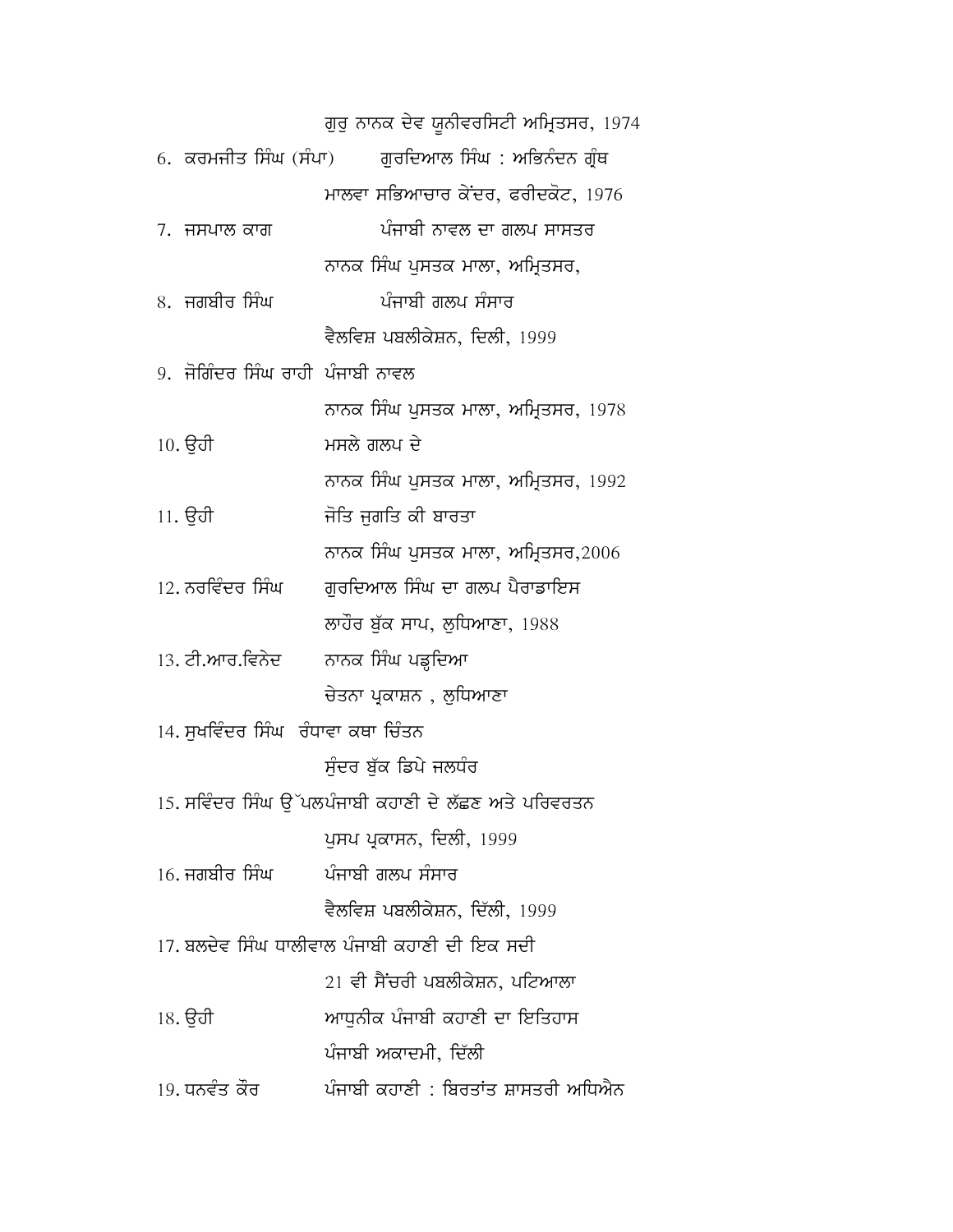ਗੁਰੂ ਨਾਨਕ ਦੇਵ ਯੂਨੀਵਰਸਿਟੀ ਅਮ੍ਰਿਤਸਰ, 1974

6. ਕਰਮਜੀਤ ਸਿੰਘ (ਸੰਪਾ) ਗੁਰਦਿਆਲ ਸਿੰਘ : ਅਭਿਨੰਦਨ ਗ੍ਰੰਥ
   ਮਾਲਵਾ ਸਭਿਆਚਾਰ ਕੇਂਦਰ, ਫਰੀਦਕੋਟ, 1976
7. ਜਸਪਾਲ ਕਾਗ ਪੰਜਾਬੀ ਨਾਵਲ ਦਾ ਗਲਪ ਸਾਸਤਰ
   ਨਾਨਕ ਸਿੰਘ ਪੁਸਤਕ ਮਾਲਾ, ਅਮ੍ਰਿਤਸਰ,
8. ਜਗਬੀਰ ਸਿੰਘ ਪੰਜਾਬੀ ਗਲਪ ਸੰਸਾਰ
   ਵੈਲਵਿਸ਼ ਪਬਲੀਕੇਸ਼ਨ, ਦਿਲੀ, 1999
9. ਜੋਗਿੰਦਰ ਸਿੰਘ ਰਾਹੀ ਪੰਜਾਬੀ ਨਾਵਲ
   ਨਾਨਕ ਸਿੰਘ ਪੁਸਤਕ ਮਾਲਾ, ਅਮ੍ਰਿਤਸਰ, 1978
10. ਉਹੀ ਮਸਲੇ ਗਲਪ ਦੇ
   ਨਾਨਕ ਸਿੰਘ ਪੁਸਤਕ ਮਾਲਾ, ਅਮ੍ਰਿਤਸਰ, 1992
11. ਉਹੀ ਜੋਤਿ ਜੁਗਤਿ ਕੀ ਬਾਰਤਾ
   ਨਾਨਕ ਸਿੰਘ ਪੁਸਤਕ ਮਾਲਾ, ਅਮ੍ਰਿਤਸਰ,2006
12. ਨਰਵਿੰਦਰ ਸਿੰਘ ਗੁਰਦਿਆਲ ਸਿੰਘ ਦਾ ਗਲਪ ਪੈਰਾਡਾਇਸ
   ਲਾਹੌਰ ਬੁੱਕ ਸਾਪ, ਲੁਧਿਆਣਾ, 1988
13. ਟੀ.ਆਰ.ਵਿਨੋਦ ਨਾਨਕ ਸਿੰਘ ਪੜ੍ਹਦਿਆ
   ਚੇਤਨਾ ਪ੍ਰਕਾਸ਼ਨ , ਲੁਧਿਆਣਾ
14. ਸੁਖਵਿੰਦਰ ਸਿੰਘ ਰੰਧਾਵਾ ਕਥਾ ਚਿੰਤਨ
   ਸੁੰਦਰ ਬੁੱਕ ਡਿਪੋ ਜਲਧੰਰ
15. ਸਵਿੰਦਰ ਸਿੰਘ ਉੱਪਲ ਪੰਜਾਬੀ ਕਹਾਣੀ ਦੇ ਲੱਛਣ ਅਤੇ ਪਰਿਵਰਤਨ
   ਪੁਸਪ ਪ੍ਰਕਾਸਨ, ਦਿਲੀ, 1999
16. ਜਗਬੀਰ ਸਿੰਘ ਪੰਜਾਬੀ ਗਲਪ ਸੰਸਾਰ
   ਵੈਲਵਿਸ਼ ਪਬਲੀਕੇਸ਼ਨ, ਦਿੱਲੀ, 1999
17. ਬਲਦੇਵ ਸਿੰਘ ਧਾਲੀਵਾਲ ਪੰਜਾਬੀ ਕਹਾਣੀ ਦੀ ਇਕ ਸਦੀ
   21 ਵੀ ਸੈਂਚਰੀ ਪਬਲੀਕੇਸ਼ਨ, ਪਟਿਆਲਾ
18. ਉਹੀ ਆਧੁਨੀਕ ਪੰਜਾਬੀ ਕਹਾਣੀ ਦਾ ਇਤਿਹਾਸ
   ਪੰਜਾਬੀ ਅਕਾਦਮੀ, ਦਿੱਲੀ
19. ਧਨਵੰਤ ਕੌਰ ਪੰਜਾਬੀ ਕਹਾਣੀ : ਬਿਰਤਾਂਤ ਸ਼ਾਸਤਰੀ ਅਧਿਐਨ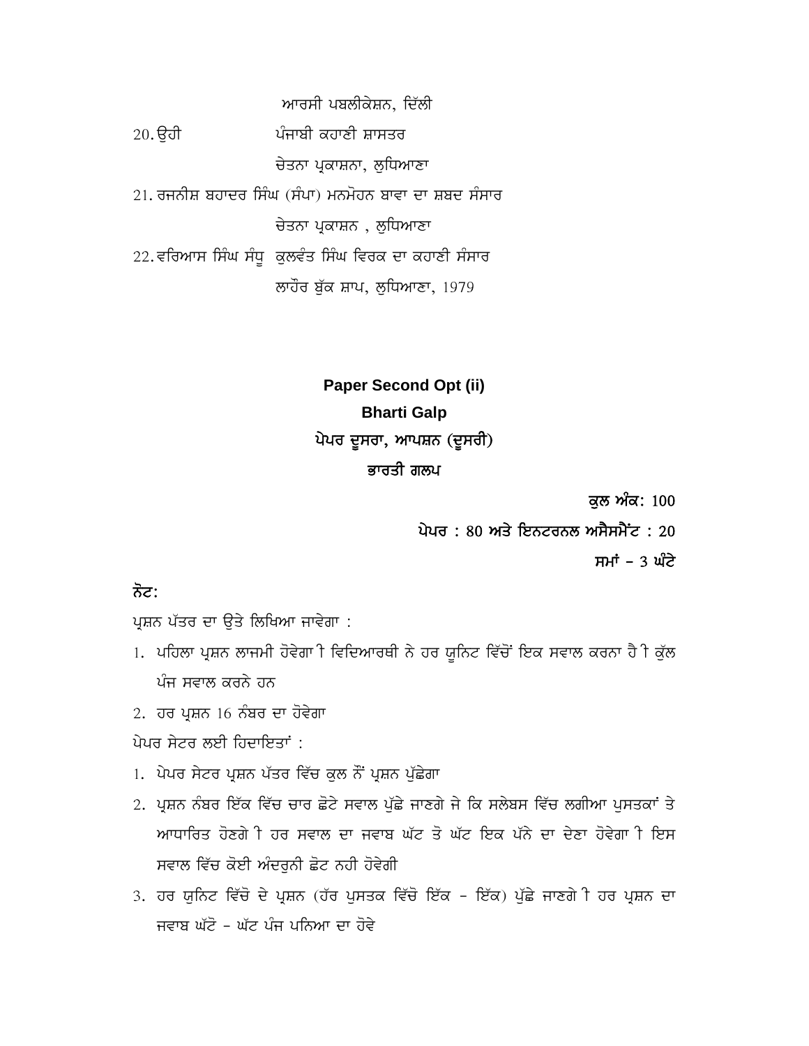ਆਰਸੀ ਪਬਲੀਕੇਸ਼ਨ, ਦਿੱਲੀ

20. ਉਹੀ ਪੰਜਾਬੀ ਕਹਾਣੀ ਸ਼ਾਸਤਰ
ਚੇਤਨਾ ਪ੍ਰਕਾਸ਼ਨਾ, ਲੁਧਿਆਣਾ

21. ਰਜਨੀਸ਼ ਬਹਾਦਰ ਸਿੰਘ (ਸੰਪਾ) ਮਨਮੋਹਨ ਬਾਵਾ ਦਾ ਸ਼ਬਦ ਸੰਸਾਰ
ਚੇਤਨਾ ਪ੍ਰਕਾਸ਼ਨ , ਲੁਧਿਆਣਾ

22. ਵਰਿਆਸ ਸਿੰਘ ਸੰਧੂ ਕੁਲਵੰਤ ਸਿੰਘ ਵਿਰਕ ਦਾ ਕਹਾਣੀ ਸੰਸਾਰ
ਲਾਹੌਰ ਬੁੱਕ ਸ਼ਾਪ, ਲੁਧਿਆਣਾ, 1979

## Paper Second Opt (ii)

## Bharti Galp

## ਪੇਪਰ ਦੂਸਰਾ, ਆਪਸ਼ਨ (ਦੂਸਰੀ)

## ਭਾਰਤੀ ਗਲਪ

**ਕੁਲ ਅੰਕ: 100**

**ਪੇਪਰ : 80 ਅਤੇ ਇਨਟਰਨਲ ਅਸੈਸਮੈਂਟ : 20**

**ਸਮਾਂ – 3 ਘੰਟੇ**

**ਨੋਟ:**

ਪ੍ਰਸ਼ਨ ਪੱਤਰ ਦਾ ਉਤੇ ਲਿਖਿਆ ਜਾਵੇਗਾ :

1. ਪਹਿਲਾ ਪ੍ਰਸ਼ਨ ਲਾਜਮੀ ਹੋਵੇਗਾ ੀ ਵਿਦਿਆਰਥੀ ਨੇ ਹਰ ਯੂਨਿਟ ਵਿੱਚੋਂ ਇਕ ਸਵਾਲ ਕਰਨਾ ਹੈ ੀ ਕੁੱਲ ਪੰਜ ਸਵਾਲ ਕਰਨੇ ਹਨ
2. ਹਰ ਪ੍ਰਸ਼ਨ 16 ਨੰਬਰ ਦਾ ਹੋਵੇਗਾ

ਪੇਪਰ ਸੇਟਰ ਲਈ ਹਿਦਾਇਤਾਂ :

1. ਪੇਪਰ ਸੇਟਰ ਪ੍ਰਸ਼ਨ ਪੱਤਰ ਵਿੱਚ ਕੁਲ ਨੌਂ ਪ੍ਰਸ਼ਨ ਪੁੱਛੇਗਾ
2. ਪ੍ਰਸ਼ਨ ਨੰਬਰ ਇੱਕ ਵਿੱਚ ਚਾਰ ਛੋਟੇ ਸਵਾਲ ਪੁੱਛੇ ਜਾਣਗੇ ਜੋ ਕਿ ਸਲੇਬਸ ਵਿੱਚ ਲਗੀਆ ਪੁਸਤਕਾਂ ਤੇ ਆਧਾਰਿਤ ਹੋਣਗੇ ੀ ਹਰ ਸਵਾਲ ਦਾ ਜਵਾਬ ਘੱਟ ਤੋ ਘੱਟ ਇਕ ਪੱਨੇ ਦਾ ਦੇਣਾ ਹੋਵੇਗਾ ੀ ਇਸ ਸਵਾਲ ਵਿੱਚ ਕੋਈ ਅੰਦਰੂਨੀ ਛੋਟ ਨਹੀ ਹੋਵੇਗੀ
3. ਹਰ ਯੂਨਿਟ ਵਿੱਚੋ ਦੋ ਪ੍ਰਸ਼ਨ (ਹੱਰ ਪੁਸਤਕ ਵਿੱਚੋ ਇੱਕ – ਇੱਕ) ਪੁੱਛੇ ਜਾਣਗੇ ੀ ਹਰ ਪ੍ਰਸ਼ਨ ਦਾ ਜਵਾਬ ਘੱਟੋ – ਘੱਟ ਪੰਜ ਪਨਿਆ ਦਾ ਹੋਵੇ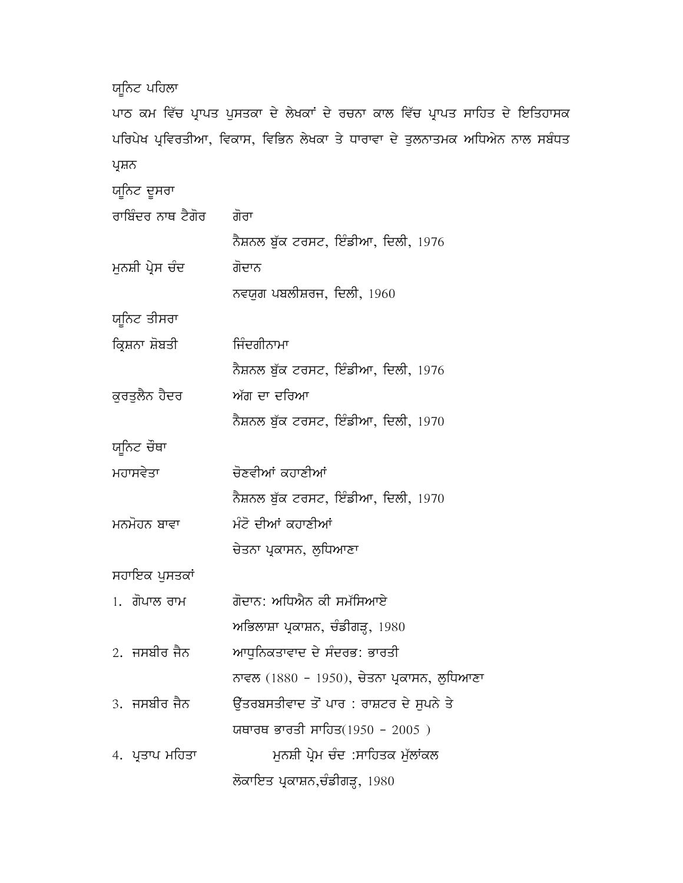ਯੂਨਿਟ ਪਹਿਲਾ

ਪਾਠ ਕਮ ਵਿੱਚ ਪ੍ਰਾਪਤ ਪੁਸਤਕਾ ਦੇ ਲੇਖਕਾਂ ਦੇ ਰਚਨਾ ਕਾਲ ਵਿੱਚ ਪ੍ਰਾਪਤ ਸਾਹਿਤ ਦੇ ਇਤਿਹਾਸਕ ਪਰਿਪੇਖ ਪ੍ਰਵਿਰਤੀਆ, ਵਿਕਾਸ, ਵਿਭਿਨ ਲੇਖਕਾ ਤੇ ਧਾਰਾਵਾ ਦੇ ਤੁਲਨਾਤਮਕ ਅਧਿਐਨ ਨਾਲ ਸਬੰਧਤ ਪ੍ਰਸ਼ਨ

ਯੂਨਿਟ ਦੂਸਰਾ

| | |
|---|---|
| ਰਾਬਿੰਦਰ ਨਾਥ ਟੈਗੋਰ | ਗੋਰਾ<br>ਨੈਸ਼ਨਲ ਬੁੱਕ ਟਰਸਟ, ਇੰਡੀਆ, ਦਿਲੀ, 1976 |
| ਮੁਨਸ਼ੀ ਪ੍ਰੇਸ ਚੰਦ | ਗੋਦਾਨ<br>ਨਵਯੁਗ ਪਬਲੀਸ਼ਰਜ, ਦਿਲੀ, 1960 |

ਯੂਨਿਟ ਤੀਸਰਾ

| | |
|---|---|
| ਕ੍ਰਿਸ਼ਨਾ ਸ਼ੋਬਤੀ | ਜਿੰਦਗੀਨਾਮਾ<br>ਨੈਸ਼ਨਲ ਬੁੱਕ ਟਰਸਟ, ਇੰਡੀਆ, ਦਿਲੀ, 1976 |
| ਕੁਰਤੁਲੈਨ ਹੈਦਰ | ਅੱਗ ਦਾ ਦਰਿਆ<br>ਨੈਸ਼ਨਲ ਬੁੱਕ ਟਰਸਟ, ਇੰਡੀਆ, ਦਿਲੀ, 1970 |

ਯੂਨਿਟ ਚੌਥਾ

| | |
|---|---|
| ਮਹਾਸਵੇਤਾ | ਚੋਣਵੀਆਂ ਕਹਾਣੀਆਂ<br>ਨੈਸ਼ਨਲ ਬੁੱਕ ਟਰਸਟ, ਇੰਡੀਆ, ਦਿਲੀ, 1970 |
| ਮਨਮੋਹਨ ਬਾਵਾ | ਮੰਟੋ ਦੀਆਂ ਕਹਾਣੀਆਂ<br>ਚੇਤਨਾ ਪ੍ਰਕਾਸਨ, ਲੁਧਿਆਣਾ |

ਸਹਾਇਕ ਪੁਸਤਕਾਂ

| | |
|---|---|
| 1. ਗੋਪਾਲ ਰਾਮ | ਗੋਦਾਨ: ਅਧਿਐਨ ਕੀ ਸਮੱਸਿਆਏ<br>ਅਭਿਲਾਸ਼ਾ ਪ੍ਰਕਾਸ਼ਨ, ਚੰਡੀਗੜ੍ਹ, 1980 |
| 2. ਜਸਬੀਰ ਜੈਨ | ਆਧੁਨਿਕਤਾਵਾਦ ਦੇ ਸੰਦਰਭ: ਭਾਰਤੀ<br>ਨਾਵਲ (1880 - 1950), ਚੇਤਨਾ ਪ੍ਰਕਾਸਨ, ਲੁਧਿਆਣਾ |
| 3. ਜਸਬੀਰ ਜੈਨ | ਉੱਤਰਬਸਤੀਵਾਦ ਤੋਂ ਪਾਰ : ਰਾਸ਼ਟਰ ਦੇ ਸੁਪਨੇ ਤੇ<br>ਯਥਾਰਥ ਭਾਰਤੀ ਸਾਹਿਤ(1950 - 2005 ) |
| 4. ਪ੍ਰਤਾਪ ਮਹਿਤਾ | ਮੁਨਸ਼ੀ ਪ੍ਰੇਮ ਚੰਦ :ਸਾਹਿਤਕ ਮੁੱਲਾਂਕਲ<br>ਲੋਕਾਇਤ ਪ੍ਰਕਾਸ਼ਨ,ਚੰਡੀਗੜ੍ਹ, 1980 |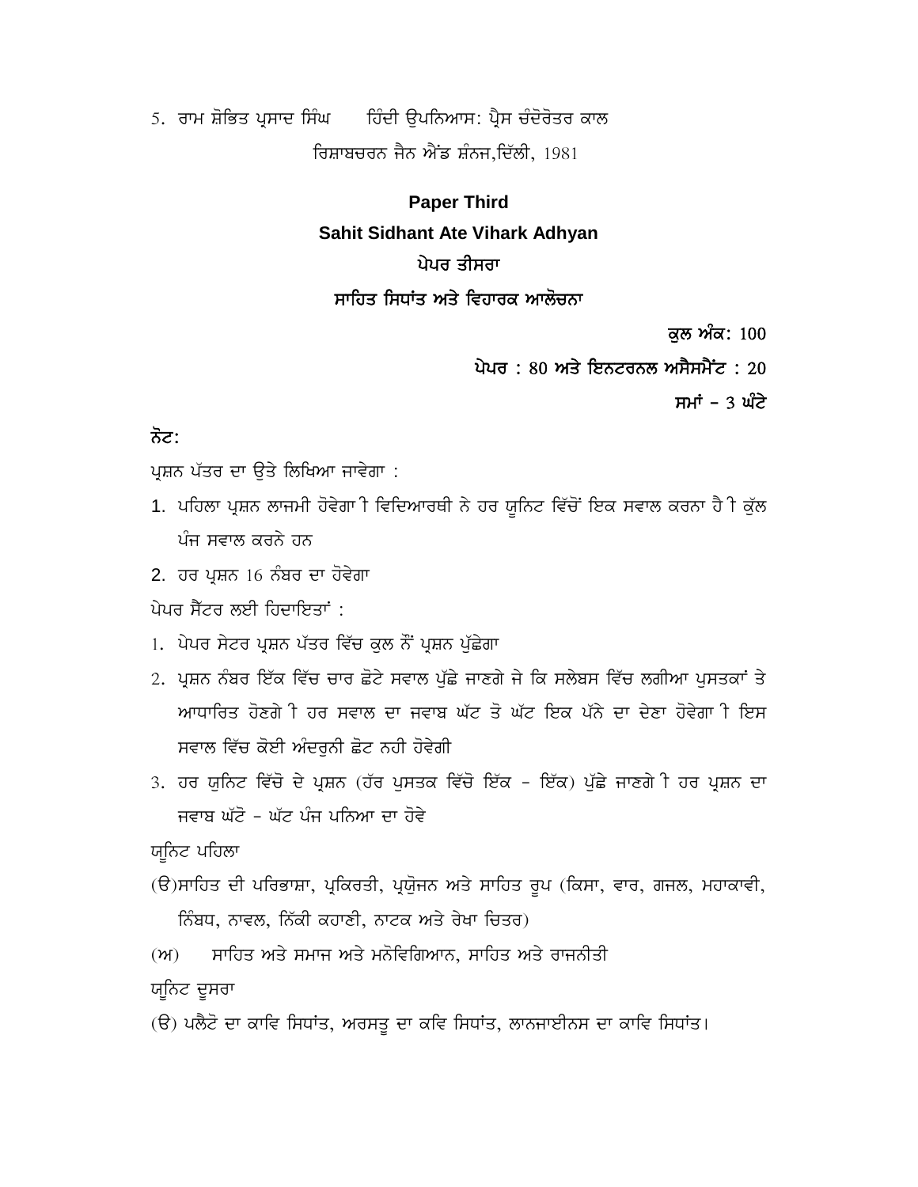5. ਰਾਮ ਸ਼ੋਭਿਤ ਪ੍ਰਸਾਦ ਸਿੰਘ ਹਿੰਦੀ ਉਪਨਿਆਸ: ਪ੍ਰੇਸ ਚੰਦੋਰੋਤਰ ਕਾਲ
ਰਿਸ਼ਾਬਚਰਨ ਜੈਨ ਐਂਡ ਸ਼ੰਨਜ,ਦਿੱਲੀ, 1981

**Paper Third**

**Sahit Sidhant Ate Vihark Adhyan**

**ਪੇਪਰ ਤੀਸਰਾ**

**ਸਾਹਿਤ ਸਿਧਾਂਤ ਅਤੇ ਵਿਹਾਰਕ ਆਲੋਚਨਾ**

**ਕੁਲ ਅੰਕ:** 100

**ਪੇਪਰ :** 80 **ਅਤੇ ਇਨਟਰਨਲ ਅਸੈਸਮੈਂਟ :** 20

**ਸਮਾਂ –** 3 **ਘੰਟੇ**

**ਨੋਟ:**

ਪ੍ਰਸ਼ਨ ਪੱਤਰ ਦਾ ਉਤੇ ਲਿਖਿਆ ਜਾਵੇਗਾ :

1. ਪਹਿਲਾ ਪ੍ਰਸ਼ਨ ਲਾਜਮੀ ਹੋਵੇਗਾ ੀ ਵਿਦਿਆਰਥੀ ਨੇ ਹਰ ਯੂਨਿਟ ਵਿੱਚੋਂ ਇਕ ਸਵਾਲ ਕਰਨਾ ਹੈ ੀ ਕੁੱਲ ਪੰਜ ਸਵਾਲ ਕਰਨੇ ਹਨ
2. ਹਰ ਪ੍ਰਸ਼ਨ 16 ਨੰਬਰ ਦਾ ਹੋਵੇਗਾ

ਪੇਪਰ ਸੈਂਟਰ ਲਈ ਹਿਦਾਇਤਾਂ :

1. ਪੇਪਰ ਸੇਟਰ ਪ੍ਰਸ਼ਨ ਪੱਤਰ ਵਿੱਚ ਕੁਲ ਨੌਂ ਪ੍ਰਸ਼ਨ ਪੁੱਛੇਗਾ
2. ਪ੍ਰਸ਼ਨ ਨੰਬਰ ਇੱਕ ਵਿੱਚ ਚਾਰ ਛੋਟੇ ਸਵਾਲ ਪੁੱਛੇ ਜਾਣਗੇ ਜੇ ਕਿ ਸਲੇਬਸ ਵਿੱਚ ਲਗੀਆ ਪੁਸਤਕਾਂ ਤੇ ਆਧਾਰਿਤ ਹੋਣਗੇ ੀ ਹਰ ਸਵਾਲ ਦਾ ਜਵਾਬ ਘੱਟ ਤੋ ਘੱਟ ਇਕ ਪੱਨੇ ਦਾ ਦੇਣਾ ਹੋਵੇਗਾ ੀ ਇਸ ਸਵਾਲ ਵਿੱਚ ਕੋਈ ਅੰਦਰੁਨੀ ਛੋਟ ਨਹੀ ਹੋਵੇਗੀ
3. ਹਰ ਯੁਨਿਟ ਵਿੱਚੋ ਦੋ ਪ੍ਰਸ਼ਨ (ਹੱਰ ਪੁਸਤਕ ਵਿੱਚੋ ਇੱਕ - ਇੱਕ) ਪੁੱਛੇ ਜਾਣਗੇ ੀ ਹਰ ਪ੍ਰਸ਼ਨ ਦਾ ਜਵਾਬ ਘੱਟੋ - ਘੱਟ ਪੰਜ ਪਨਿਆ ਦਾ ਹੋਵੇ

ਯੂਨਿਟ ਪਹਿਲਾ

(ੳ)ਸਾਹਿਤ ਦੀ ਪਰਿਭਾਸ਼ਾ, ਪ੍ਰਕਿਰਤੀ, ਪ੍ਰਯੋਜਨ ਅਤੇ ਸਾਹਿਤ ਰੂਪ (ਕਿਸਾ, ਵਾਰ, ਗਜਲ, ਮਹਾਕਾਵੀ, ਨਿੰਬਧ, ਨਾਵਲ, ਨਿੱਕੀ ਕਹਾਣੀ, ਨਾਟਕ ਅਤੇ ਰੇਖਾ ਚਿਤਰ)

(ਅ) ਸਾਹਿਤ ਅਤੇ ਸਮਾਜ ਅਤੇ ਮਨੋਵਿਗਿਆਨ, ਸਾਹਿਤ ਅਤੇ ਰਾਜਨੀਤੀ

ਯੂਨਿਟ ਦੂਸਰਾ

(ੳ) ਪਲੈਟੋ ਦਾ ਕਾਵਿ ਸਿਧਾਂਤ, ਅਰਸਤੂ ਦਾ ਕਵਿ ਸਿਧਾਂਤ, ਲਾਨਜਾਈਨਸ ਦਾ ਕਾਵਿ ਸਿਧਾਂਤ।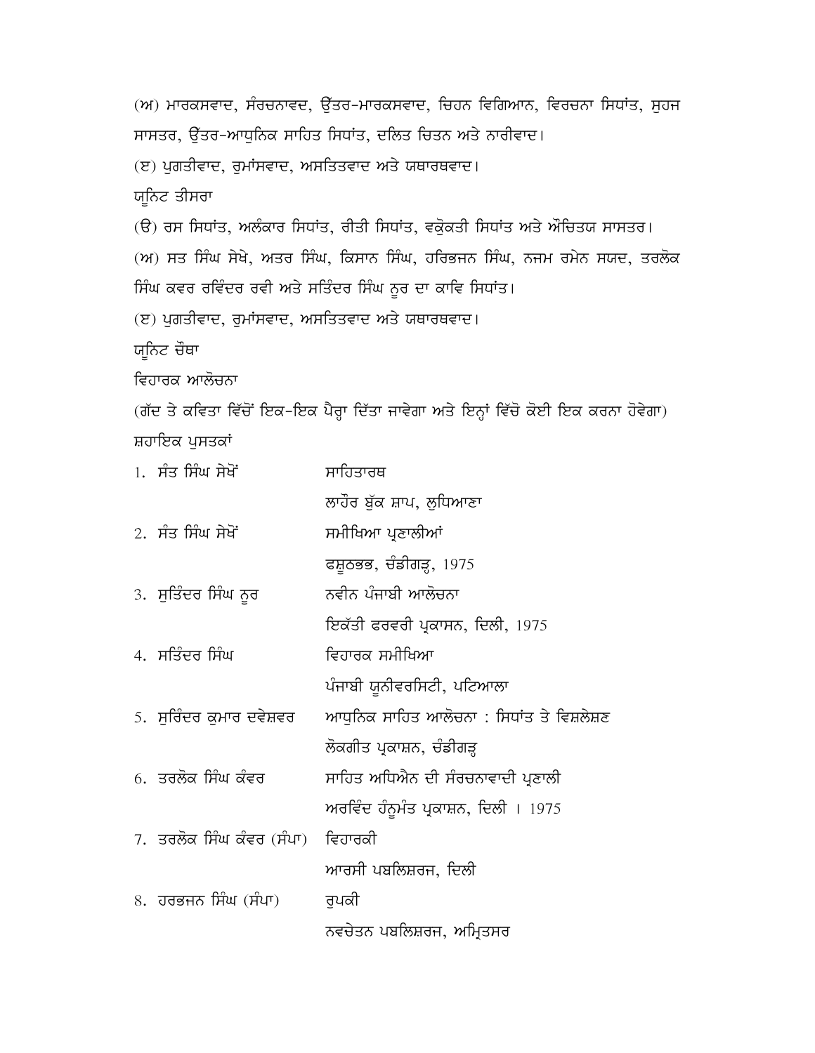(ਅ) ਮਾਰਕਸਵਾਦ, ਸੰਰਚਨਾਵਦ, ਉੱਤਰ-ਮਾਰਕਸਵਾਦ, ਚਿਹਨ ਵਿਗਿਆਨ, ਵਿਰਚਨਾ ਸਿਧਾਂਤ, ਸੁਹਜ ਸਾਸਤਰ, ਉੱਤਰ-ਆਧੁਨਿਕ ਸਾਹਿਤ ਸਿਧਾਂਤ, ਦਲਿਤ ਚਿਤਨ ਅਤੇ ਨਾਰੀਵਾਦ।

(ੲ) ਪ੍ਰਗਤੀਵਾਦ, ਰੁਮਾਂਸਵਾਦ, ਅਸਤਿਤਵਾਦ ਅਤੇ ਯਥਾਰਥਵਾਦ।

ਯੂਨਿਟ ਤੀਸਰਾ

(ੳ) ਰਸ ਸਿਧਾਂਤ, ਅਲੰਕਾਰ ਸਿਧਾਂਤ, ਰੀਤੀ ਸਿਧਾਂਤ, ਵਕ੍ਰੋਕਤੀ ਸਿਧਾਂਤ ਅਤੇ ਔਚਿਤਯ ਸਾਸਤਰ।

(ਅ) ਸਤ ਸਿੰਘ ਸੇਖੇ, ਅਤਰ ਸਿੰਘ, ਕਿਸਾਨ ਸਿੰਘ, ਹਰਿਭਜਨ ਸਿੰਘ, ਨਜਮ ਰਮੇਨ ਸਯਦ, ਤਰਲੋਕ ਸਿੰਘ ਕਵਰ ਰਵਿੰਦਰ ਰਵੀ ਅਤੇ ਸਤਿੰਦਰ ਸਿੰਘ ਨੂਰ ਦਾ ਕਾਵਿ ਸਿਧਾਂਤ।

(ੲ) ਪ੍ਰਗਤੀਵਾਦ, ਰੁਮਾਂਸਵਾਦ, ਅਸਤਿਤਵਾਦ ਅਤੇ ਯਥਾਰਥਵਾਦ।

ਯੂਨਿਟ ਚੌਥਾ

ਵਿਹਾਰਕ ਆਲੋਚਨਾ

(ਗੱਦ ਤੇ ਕਵਿਤਾ ਵਿੱਚੋਂ ਇਕ-ਇਕ ਪੈਰ੍ਹਾ ਦਿੱਤਾ ਜਾਵੇਗਾ ਅਤੇ ਇਨ੍ਹਾਂ ਵਿੱਚੋ ਕੋਈ ਇਕ ਕਰਨਾ ਹੋਵੇਗਾ)

ਸ਼ਹਾਇਕ ਪੁਸਤਕਾਂ

| | |
|---|---|
| 1. ਸੰਤ ਸਿੰਘ ਸੇਖੋਂ | ਸਾਹਿਤਾਰਥ<br>ਲਾਹੌਰ ਬੁੱਕ ਸ਼ਾਪ, ਲੁਧਿਆਣਾ |
| 2. ਸੰਤ ਸਿੰਘ ਸੇਖੋਂ | ਸਮੀਖਿਆ ਪ੍ਰਣਾਲੀਆਂ<br>ਫਸ਼ੂਠਭਭ, ਚੰਡੀਗੜ੍ਹ, 1975 |
| 3. ਸੁਤਿੰਦਰ ਸਿੰਘ ਨੂਰ | ਨਵੀਨ ਪੰਜਾਬੀ ਆਲੋਚਨਾ<br>ਇਕੱਤੀ ਫਰਵਰੀ ਪ੍ਰਕਾਸਨ, ਦਿਲੀ, 1975 |
| 4. ਸਤਿੰਦਰ ਸਿੰਘ | ਵਿਹਾਰਕ ਸਮੀਖਿਆ<br>ਪੰਜਾਬੀ ਯੂਨੀਵਰਸਿਟੀ, ਪਟਿਆਲਾ |
| 5. ਸੁਰਿੰਦਰ ਕੁਮਾਰ ਦਵੇਸ਼ਵਰ | ਆਧੁਨਿਕ ਸਾਹਿਤ ਆਲੋਚਨਾ : ਸਿਧਾਂਤ ਤੇ ਵਿਸ਼ਲੇਸ਼ਣ<br>ਲੋਕਗੀਤ ਪ੍ਰਕਾਸ਼ਨ, ਚੰਡੀਗੜ੍ਹ |
| 6. ਤਰਲੋਕ ਸਿੰਘ ਕੰਵਰ | ਸਾਹਿਤ ਅਧਿਐਨ ਦੀ ਸੰਰਚਨਾਵਾਦੀ ਪ੍ਰਣਾਲੀ<br>ਅਰਵਿੰਦ ਹੰਨੂਮੰਤ ਪ੍ਰਕਾਸ਼ਨ, ਦਿਲੀ । 1975 |
| 7. ਤਰਲੋਕ ਸਿੰਘ ਕੰਵਰ (ਸੰਪਾ) | ਵਿਹਾਰਕੀ<br>ਆਰਸੀ ਪਬਲਿਸ਼ਰਜ, ਦਿਲੀ |
| 8. ਹਰਭਜਨ ਸਿੰਘ (ਸੰਪਾ) | ਰੂਪਕੀ<br>ਨਵਚੇਤਨ ਪਬਲਿਸ਼ਰਜ, ਅਮ੍ਰਿਤਸਰ |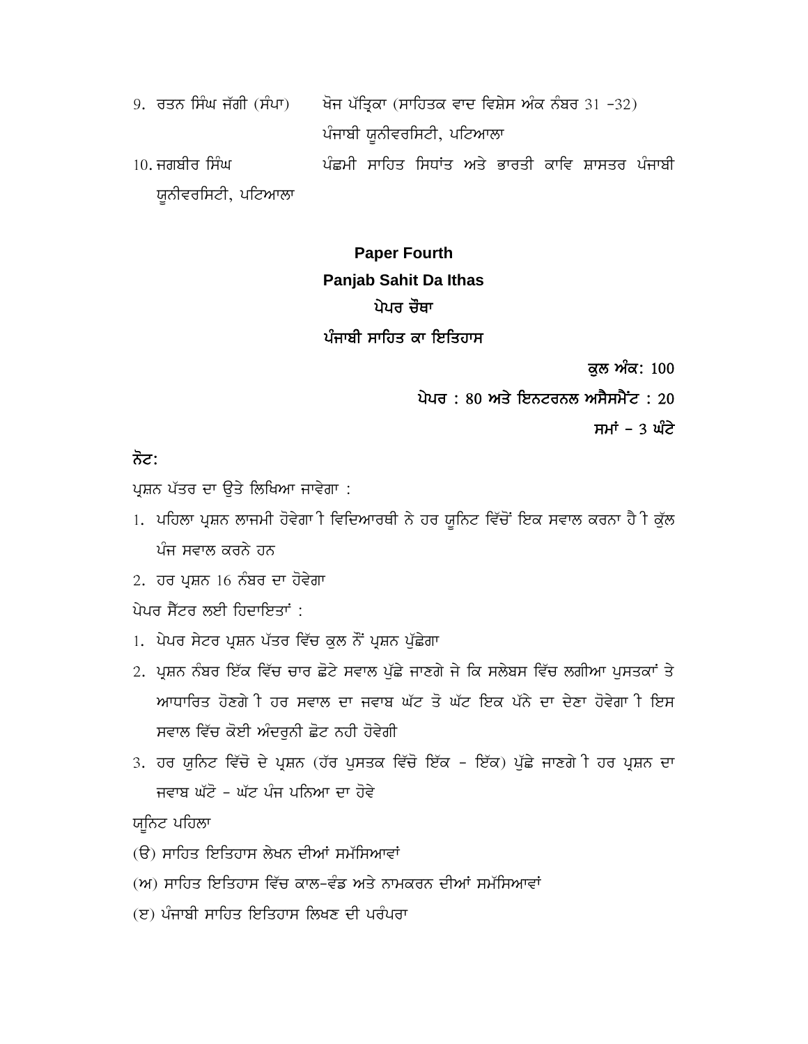9. ਰਤਨ ਸਿੰਘ ਜੱਗੀ (ਸੰਪਾ) ਖੋਜ ਪੱਤ੍ਰਿਕਾ (ਸਾਹਿਤਕ ਵਾਦ ਵਿਸ਼ੇਸ ਅੰਕ ਨੰਬਰ 31 -32) ਪੰਜਾਬੀ ਯੂਨੀਵਰਸਿਟੀ, ਪਟਿਆਲਾ
10. ਜਗਬੀਰ ਸਿੰਘ ਪੱਛਮੀ ਸਾਹਿਤ ਸਿਧਾਂਤ ਅਤੇ ਭਾਰਤੀ ਕਾਵਿ ਸ਼ਾਸਤਰ ਪੰਜਾਬੀ ਯੂਨੀਵਰਸਿਟੀ, ਪਟਿਆਲਾ

**Paper Fourth**

**Panjab Sahit Da Ithas**

**ਪੇਪਰ ਚੌਥਾ**

**ਪੰਜਾਬੀ ਸਾਹਿਤ ਕਾ ਇਤਿਹਾਸ**

**ਕੁਲ ਅੰਕ: 100**

**ਪੇਪਰ : 80 ਅਤੇ ਇਨਟਰਨਲ ਅਸੈਸਮੈਂਟ : 20**

**ਸਮਾਂ – 3 ਘੰਟੇ**

**ਨੋਟ:**

ਪ੍ਰਸ਼ਨ ਪੱਤਰ ਦਾ ਉਤੇ ਲਿਖਿਆ ਜਾਵੇਗਾ :

1. ਪਹਿਲਾ ਪ੍ਰਸ਼ਨ ਲਾਜਮੀ ਹੋਵੇਗਾ ੀ ਵਿਦਿਆਰਥੀ ਨੇ ਹਰ ਯੂਨਿਟ ਵਿੱਚੋਂ ਇਕ ਸਵਾਲ ਕਰਨਾ ਹੈ ੀ ਕੁੱਲ ਪੰਜ ਸਵਾਲ ਕਰਨੇ ਹਨ
2. ਹਰ ਪ੍ਰਸ਼ਨ 16 ਨੰਬਰ ਦਾ ਹੋਵੇਗਾ

ਪੇਪਰ ਸੈਂਟਰ ਲਈ ਹਿਦਾਇਤਾਂ :

1. ਪੇਪਰ ਸੇਟਰ ਪ੍ਰਸ਼ਨ ਪੱਤਰ ਵਿੱਚ ਕੁਲ ਨੌਂ ਪ੍ਰਸ਼ਨ ਪੁੱਛੇਗਾ
2. ਪ੍ਰਸ਼ਨ ਨੰਬਰ ਇੱਕ ਵਿੱਚ ਚਾਰ ਛੋਟੇ ਸਵਾਲ ਪੁੱਛੇ ਜਾਣਗੇ ਜੇ ਕਿ ਸਲੇਬਸ ਵਿੱਚ ਲਗੀਆ ਪੁਸਤਕਾਂ ਤੇ ਆਧਾਰਿਤ ਹੋਣਗੇ ੀ ਹਰ ਸਵਾਲ ਦਾ ਜਵਾਬ ਘੱਟ ਤੋ ਘੱਟ ਇਕ ਪੱਨੇ ਦਾ ਦੇਣਾ ਹੋਵੇਗਾ ੀ ਇਸ ਸਵਾਲ ਵਿੱਚ ਕੋਈ ਅੰਦਰੁਨੀ ਛੋਟ ਨਹੀ ਹੋਵੇਗੀ
3. ਹਰ ਯੁਨਿਟ ਵਿੱਚੋ ਦੇ ਪ੍ਰਸ਼ਨ (ਹੱਰ ਪੁਸਤਕ ਵਿੱਚੋ ਇੱਕ - ਇੱਕ) ਪੁੱਛੇ ਜਾਣਗੇ ੀ ਹਰ ਪ੍ਰਸ਼ਨ ਦਾ ਜਵਾਬ ਘੱਟੋ - ਘੱਟ ਪੰਜ ਪਨਿਆ ਦਾ ਹੋਵੇ

ਯੂਨਿਟ ਪਹਿਲਾ

(ੳ) ਸਾਹਿਤ ਇਤਿਹਾਸ ਲੇਖਨ ਦੀਆਂ ਸਮੱਸਿਆਵਾਂ

(ਅ) ਸਾਹਿਤ ਇਤਿਹਾਸ ਵਿੱਚ ਕਾਲ-ਵੰਡ ਅਤੇ ਨਾਮਕਰਨ ਦੀਆਂ ਸਮੱਸਿਆਵਾਂ

(ੲ) ਪੰਜਾਬੀ ਸਾਹਿਤ ਇਤਿਹਾਸ ਲਿਖਣ ਦੀ ਪਰੰਪਰਾ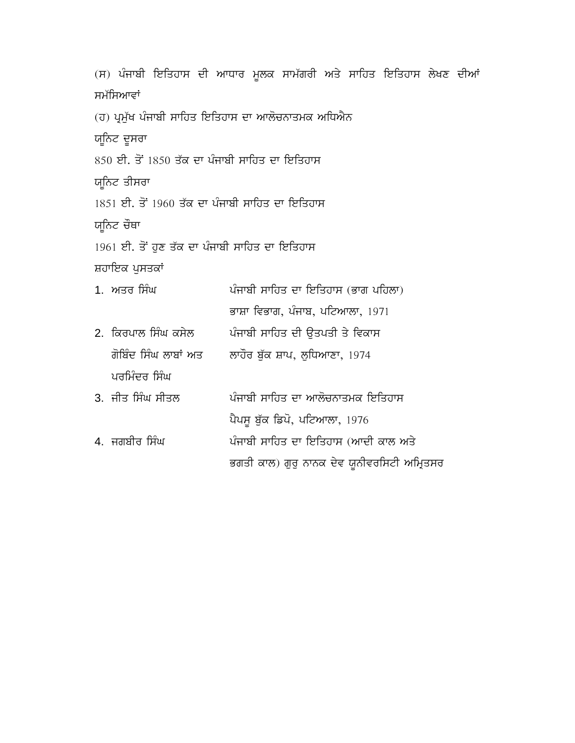(ਸ) ਪੰਜਾਬੀ ਇਤਿਹਾਸ ਦੀ ਆਧਾਰ ਮੂਲਕ ਸਾਮੱਗਰੀ ਅਤੇ ਸਾਹਿਤ ਇਤਿਹਾਸ ਲੇਖਣ ਦੀਆਂ ਸਮੱਸਿਆਵਾਂ

(ਹ) ਪ੍ਰਮੁੱਖ ਪੰਜਾਬੀ ਸਾਹਿਤ ਇਤਿਹਾਸ ਦਾ ਆਲੋਚਨਾਤਮਕ ਅਧਿਐਨ

ਯੂਨਿਟ ਦੂਸਰਾ

850 ਈ. ਤੋਂ 1850 ਤੱਕ ਦਾ ਪੰਜਾਬੀ ਸਾਹਿਤ ਦਾ ਇਤਿਹਾਸ

ਯੂਨਿਟ ਤੀਸਰਾ

1851 ਈ. ਤੋਂ 1960 ਤੱਕ ਦਾ ਪੰਜਾਬੀ ਸਾਹਿਤ ਦਾ ਇਤਿਹਾਸ

ਯੂਨਿਟ ਚੌਥਾ

1961 ਈ. ਤੋਂ ਹੁਣ ਤੱਕ ਦਾ ਪੰਜਾਬੀ ਸਾਹਿਤ ਦਾ ਇਤਿਹਾਸ

ਸ਼ਹਾਇਕ ਪੁਸਤਕਾਂ

1. ਅਤਰ ਸਿੰਘ — ਪੰਜਾਬੀ ਸਾਹਿਤ ਦਾ ਇਤਿਹਾਸ (ਭਾਗ ਪਹਿਲਾ) ਭਾਸ਼ਾ ਵਿਭਾਗ, ਪੰਜਾਬ, ਪਟਿਆਲਾ, 1971
2. ਕਿਰਪਾਲ ਸਿੰਘ ਕਸੇਲ ਗੋਬਿੰਦ ਸਿੰਘ ਲਾਬਾਂ ਅਤ ਪਰਮਿੰਦਰ ਸਿੰਘ — ਪੰਜਾਬੀ ਸਾਹਿਤ ਦੀ ਉਤਪਤੀ ਤੇ ਵਿਕਾਸ ਲਾਹੌਰ ਬੁੱਕ ਸ਼ਾਪ, ਲੁਧਿਆਣਾ, 1974
3. ਜੀਤ ਸਿੰਘ ਸੀਤਲ — ਪੰਜਾਬੀ ਸਾਹਿਤ ਦਾ ਆਲੋਚਨਾਤਮਕ ਇਤਿਹਾਸ ਪੈਪਸੂ ਬੁੱਕ ਡਿਪੋ, ਪਟਿਆਲਾ, 1976
4. ਜਗਬੀਰ ਸਿੰਘ — ਪੰਜਾਬੀ ਸਾਹਿਤ ਦਾ ਇਤਿਹਾਸ (ਆਦੀ ਕਾਲ ਅਤੇ ਭਗਤੀ ਕਾਲ) ਗੁਰੂ ਨਾਨਕ ਦੇਵ ਯੂਨੀਵਰਸਿਟੀ ਅਮ੍ਰਿਤਸਰ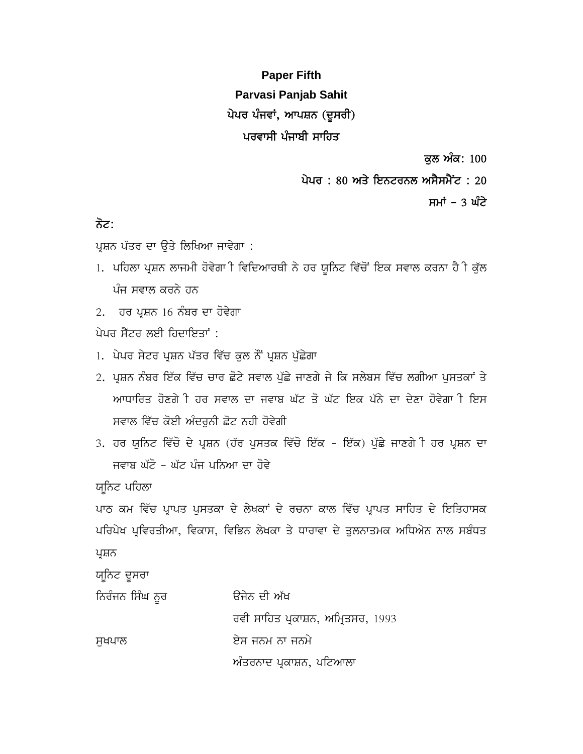**Paper Fifth**

**Parvasi Panjab Sahit**

**ਪੇਪਰ ਪੰਜਵਾਂ, ਆਪਸ਼ਨ (ਦੂਸਰੀ)**

**ਪਰਵਾਸੀ ਪੰਜਾਬੀ ਸਾਹਿਤ**

**ਕੁਲ ਅੰਕ:** 100

**ਪੇਪਰ : 80 ਅਤੇ ਇਨਟਰਨਲ ਅਸੈਸਮੈਂਟ : 20**

**ਸਮਾਂ – 3 ਘੰਟੇ**

**ਨੋਟ:**

ਪ੍ਰਸ਼ਨ ਪੱਤਰ ਦਾ ਉਤੇ ਲਿਖਿਆ ਜਾਵੇਗਾ :

1. ਪਹਿਲਾ ਪ੍ਰਸ਼ਨ ਲਾਜਮੀ ਹੋਵੇਗਾ ੀ ਵਿਦਿਆਰਥੀ ਨੇ ਹਰ ਯੂਨਿਟ ਵਿੱਚੋਂ ਇਕ ਸਵਾਲ ਕਰਨਾ ਹੈ ੀ ਕੁੱਲ ਪੰਜ ਸਵਾਲ ਕਰਨੇ ਹਨ
2. ਹਰ ਪ੍ਰਸ਼ਨ 16 ਨੰਬਰ ਦਾ ਹੋਵੇਗਾ

ਪੇਪਰ ਸੈਂਟਰ ਲਈ ਹਿਦਾਇਤਾਂ :

1. ਪੇਪਰ ਸੇਟਰ ਪ੍ਰਸ਼ਨ ਪੱਤਰ ਵਿੱਚ ਕੁਲ ਨੌਂ ਪ੍ਰਸ਼ਨ ਪੁੱਛੇਗਾ
2. ਪ੍ਰਸ਼ਨ ਨੰਬਰ ਇੱਕ ਵਿੱਚ ਚਾਰ ਛੋਟੇ ਸਵਾਲ ਪੁੱਛੇ ਜਾਣਗੇ ਜੇ ਕਿ ਸਲੇਬਸ ਵਿੱਚ ਲਗੀਆ ਪੁਸਤਕਾਂ ਤੇ ਆਧਾਰਿਤ ਹੋਣਗੇ ੀ ਹਰ ਸਵਾਲ ਦਾ ਜਵਾਬ ਘੱਟ ਤੋ ਘੱਟ ਇਕ ਪੱਨੇ ਦਾ ਦੇਣਾ ਹੋਵੇਗਾ ੀ ਇਸ ਸਵਾਲ ਵਿੱਚ ਕੋਈ ਅੰਦਰੂਨੀ ਛੋਟ ਨਹੀ ਹੋਵੇਗੀ
3. ਹਰ ਯੁਨਿਟ ਵਿੱਚੋ ਦੋ ਪ੍ਰਸ਼ਨ (ਹੱਰ ਪੁਸਤਕ ਵਿੱਚੋ ਇੱਕ – ਇੱਕ) ਪੁੱਛੇ ਜਾਣਗੇ ੀ ਹਰ ਪ੍ਰਸ਼ਨ ਦਾ ਜਵਾਬ ਘੱਟੋ – ਘੱਟ ਪੰਜ ਪਨਿਆ ਦਾ ਹੋਵੇ

ਯੂਨਿਟ ਪਹਿਲਾ

ਪਾਠ ਕਮ ਵਿੱਚ ਪ੍ਰਾਪਤ ਪੁਸਤਕਾ ਦੇ ਲੇਖਕਾਂ ਦੇ ਰਚਨਾ ਕਾਲ ਵਿੱਚ ਪ੍ਰਾਪਤ ਸਾਹਿਤ ਦੇ ਇਤਿਹਾਸਕ ਪਰਿਪੇਖ ਪ੍ਰਵਿਰਤੀਆ, ਵਿਕਾਸ, ਵਿਭਿਨ ਲੇਖਕਾ ਤੇ ਧਾਰਾਵਾ ਦੇ ਤੁਲਨਾਤਮਕ ਅਧਿਐਨ ਨਾਲ ਸਬੰਧਤ ਪ੍ਰਸ਼ਨ

ਯੂਨਿਟ ਦੂਸਰਾ

| | |
|---|---|
| ਨਿਰੰਜਨ ਸਿੰਘ ਨੂਰ | ਓਜੋਨ ਦੀ ਅੱਖ |
| | ਰਵੀ ਸਾਹਿਤ ਪ੍ਰਕਾਸ਼ਨ, ਅਮ੍ਰਿਤਸਰ, 1993 |
| ਸੁਖਪਾਲ | ਏਸ ਜਨਮ ਨਾ ਜਨਮੇ |
| | ਅੰਤਰਨਾਦ ਪ੍ਰਕਾਸ਼ਨ, ਪਟਿਆਲਾ |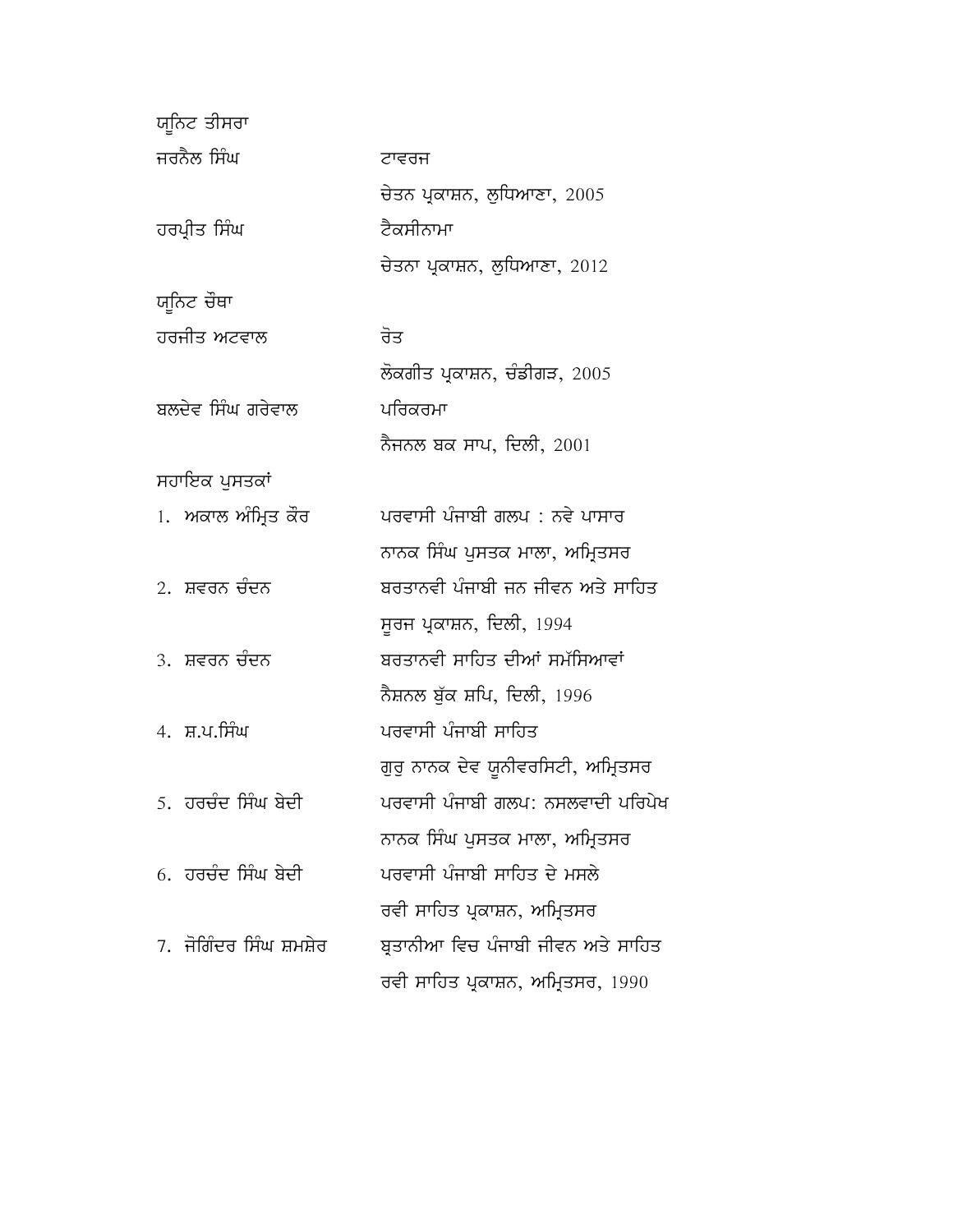ਯੂਨਿਟ ਤੀਸਰਾ

| | |
|---|---|
| ਜਰਨੈਲ ਸਿੰਘ | ਟਾਵਰਜ<br>ਚੇਤਨ ਪ੍ਰਕਾਸ਼ਨ, ਲੁਧਿਆਣਾ, 2005 |
| ਹਰਪ੍ਰੀਤ ਸਿੰਘ | ਟੈਕਸੀਨਾਮਾ<br>ਚੇਤਨਾ ਪ੍ਰਕਾਸ਼ਨ, ਲੁਧਿਆਣਾ, 2012 |

ਯੂਨਿਟ ਚੌਥਾ

| | |
|---|---|
| ਹਰਜੀਤ ਅਟਵਾਲ | ਰੇਤ<br>ਲੋਕਗੀਤ ਪ੍ਰਕਾਸ਼ਨ, ਚੰਡੀਗੜ, 2005 |
| ਬਲਦੇਵ ਸਿੰਘ ਗਰੇਵਾਲ | ਪਰਿਕਰਮਾ<br>ਨੈਜਨਲ ਬਕ ਸਾਪ, ਦਿਲੀ, 2001 |

ਸਹਾਇਕ ਪੁਸਤਕਾਂ

| | |
|---|---|
| 1. ਅਕਾਲ ਅੰਮ੍ਰਿਤ ਕੌਰ | ਪਰਵਾਸੀ ਪੰਜਾਬੀ ਗਲਪ : ਨਵੇ ਪਾਸਾਰ<br>ਨਾਨਕ ਸਿੰਘ ਪੁਸਤਕ ਮਾਲਾ, ਅਮ੍ਰਿਤਸਰ |
| 2. ਸ਼ਵਰਨ ਚੰਦਨ | ਬਰਤਾਨਵੀ ਪੰਜਾਬੀ ਜਨ ਜੀਵਨ ਅਤੇ ਸਾਹਿਤ<br>ਸੂਰਜ ਪ੍ਰਕਾਸ਼ਨ, ਦਿਲੀ, 1994 |
| 3. ਸ਼ਵਰਨ ਚੰਦਨ | ਬਰਤਾਨਵੀ ਸਾਹਿਤ ਦੀਆਂ ਸਮੱਸਿਆਵਾਂ<br>ਨੈਸ਼ਨਲ ਬੁੱਕ ਸ਼ਪਿ, ਦਿਲੀ, 1996 |
| 4. ਸ਼.ਪ.ਸਿੰਘ | ਪਰਵਾਸੀ ਪੰਜਾਬੀ ਸਾਹਿਤ<br>ਗੁਰੁ ਨਾਨਕ ਦੇਵ ਯੂਨੀਵਰਸਿਟੀ, ਅਮ੍ਰਿਤਸਰ |
| 5. ਹਰਚੰਦ ਸਿੰਘ ਬੇਦੀ | ਪਰਵਾਸੀ ਪੰਜਾਬੀ ਗਲਪ: ਨਸਲਵਾਦੀ ਪਰਿਪੇਖ<br>ਨਾਨਕ ਸਿੰਘ ਪੁਸਤਕ ਮਾਲਾ, ਅਮ੍ਰਿਤਸਰ |
| 6. ਹਰਚੰਦ ਸਿੰਘ ਬੇਦੀ | ਪਰਵਾਸੀ ਪੰਜਾਬੀ ਸਾਹਿਤ ਦੇ ਮਸਲੇ<br>ਰਵੀ ਸਾਹਿਤ ਪ੍ਰਕਾਸ਼ਨ, ਅਮ੍ਰਿਤਸਰ |
| 7. ਜੋਗਿੰਦਰ ਸਿੰਘ ਸ਼ਮਸ਼ੇਰ | ਬ੍ਰਤਾਨੀਆ ਵਿਚ ਪੰਜਾਬੀ ਜੀਵਨ ਅਤੇ ਸਾਹਿਤ<br>ਰਵੀ ਸਾਹਿਤ ਪ੍ਰਕਾਸ਼ਨ, ਅਮ੍ਰਿਤਸਰ, 1990 |